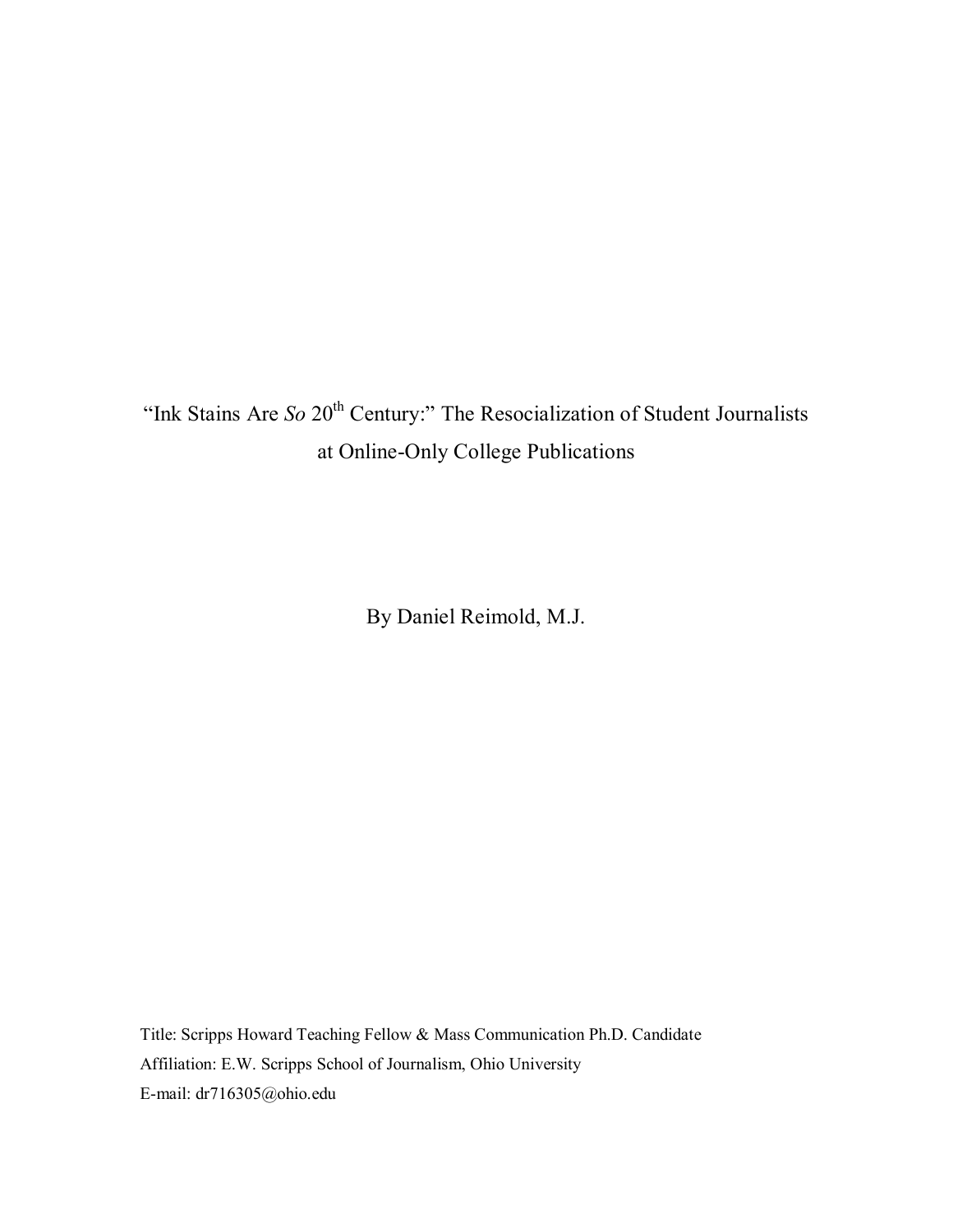# "Ink Stains Are *So* 20th Century:" The Resocialization of Student Journalists at Online-Only College Publications

By Daniel Reimold, M.J.

Title: Scripps Howard Teaching Fellow & Mass Communication Ph.D. Candidate
Affiliation: E.W. Scripps School of Journalism, Ohio University
E-mail: dr716305@ohio.edu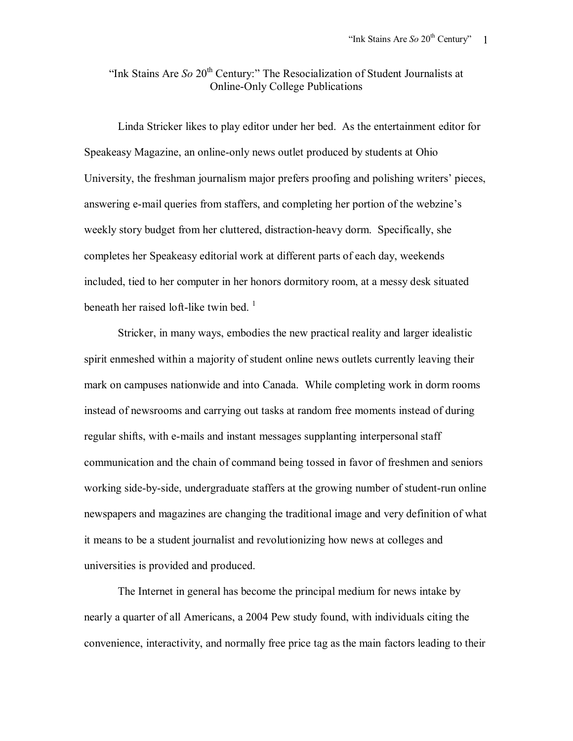# "Ink Stains Are *So* 20th Century:" The Resocialization of Student Journalists at Online-Only College Publications

Linda Stricker likes to play editor under her bed. As the entertainment editor for Speakeasy Magazine, an online-only news outlet produced by students at Ohio University, the freshman journalism major prefers proofing and polishing writers' pieces, answering e-mail queries from staffers, and completing her portion of the webzine's weekly story budget from her cluttered, distraction-heavy dorm. Specifically, she completes her Speakeasy editorial work at different parts of each day, weekends included, tied to her computer in her honors dormitory room, at a messy desk situated beneath her raised loft-like twin bed. [1]

Stricker, in many ways, embodies the new practical reality and larger idealistic spirit enmeshed within a majority of student online news outlets currently leaving their mark on campuses nationwide and into Canada. While completing work in dorm rooms instead of newsrooms and carrying out tasks at random free moments instead of during regular shifts, with e-mails and instant messages supplanting interpersonal staff communication and the chain of command being tossed in favor of freshmen and seniors working side-by-side, undergraduate staffers at the growing number of student-run online newspapers and magazines are changing the traditional image and very definition of what it means to be a student journalist and revolutionizing how news at colleges and universities is provided and produced.

The Internet in general has become the principal medium for news intake by nearly a quarter of all Americans, a 2004 Pew study found, with individuals citing the convenience, interactivity, and normally free price tag as the main factors leading to their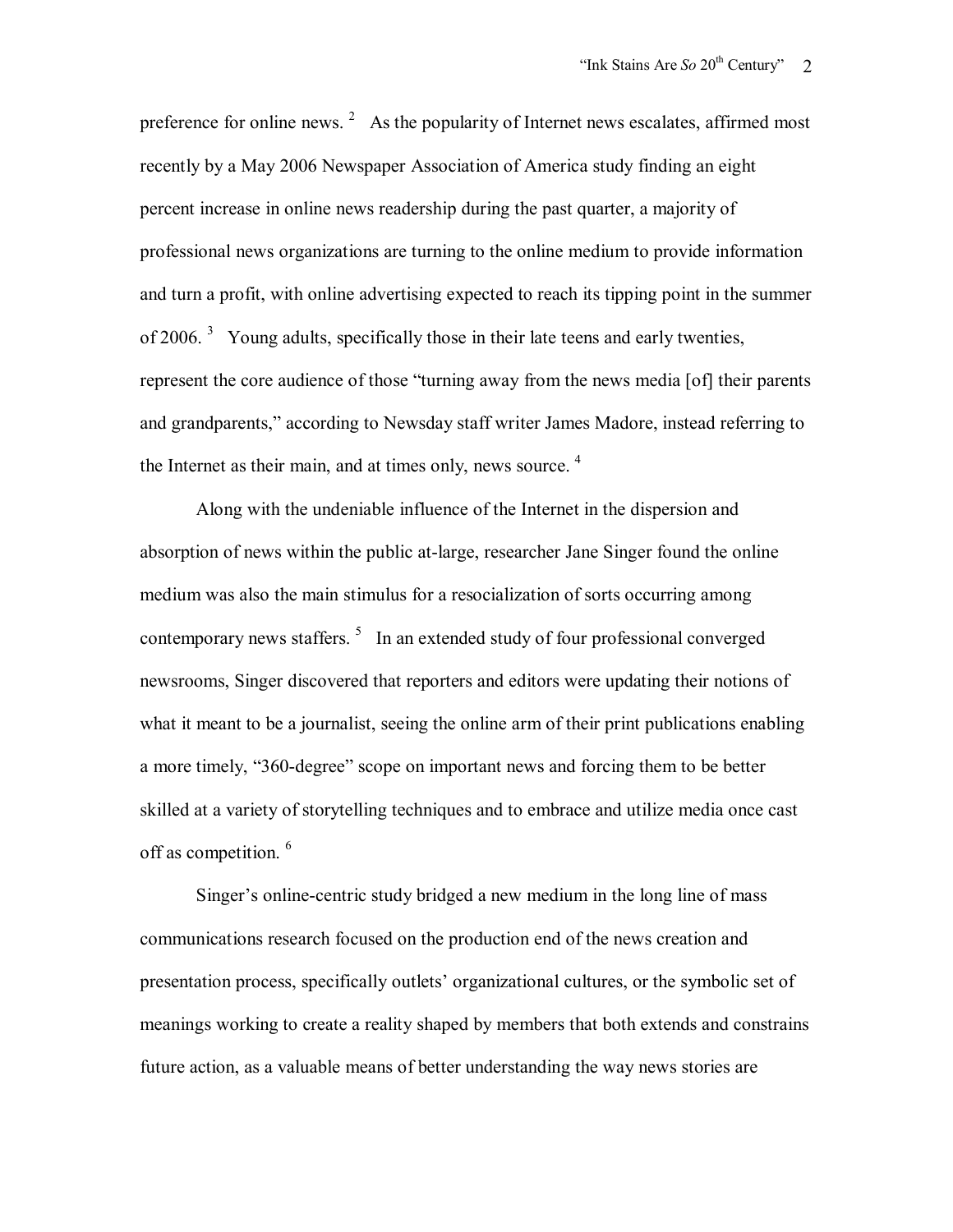preference for online news. [2] As the popularity of Internet news escalates, affirmed most recently by a May 2006 Newspaper Association of America study finding an eight percent increase in online news readership during the past quarter, a majority of professional news organizations are turning to the online medium to provide information and turn a profit, with online advertising expected to reach its tipping point in the summer of 2006. [3] Young adults, specifically those in their late teens and early twenties, represent the core audience of those "turning away from the news media [of] their parents and grandparents," according to Newsday staff writer James Madore, instead referring to the Internet as their main, and at times only, news source. [4]

Along with the undeniable influence of the Internet in the dispersion and absorption of news within the public at-large, researcher Jane Singer found the online medium was also the main stimulus for a resocialization of sorts occurring among contemporary news staffers. [5] In an extended study of four professional converged newsrooms, Singer discovered that reporters and editors were updating their notions of what it meant to be a journalist, seeing the online arm of their print publications enabling a more timely, "360-degree" scope on important news and forcing them to be better skilled at a variety of storytelling techniques and to embrace and utilize media once cast off as competition. [6]

Singer's online-centric study bridged a new medium in the long line of mass communications research focused on the production end of the news creation and presentation process, specifically outlets' organizational cultures, or the symbolic set of meanings working to create a reality shaped by members that both extends and constrains future action, as a valuable means of better understanding the way news stories are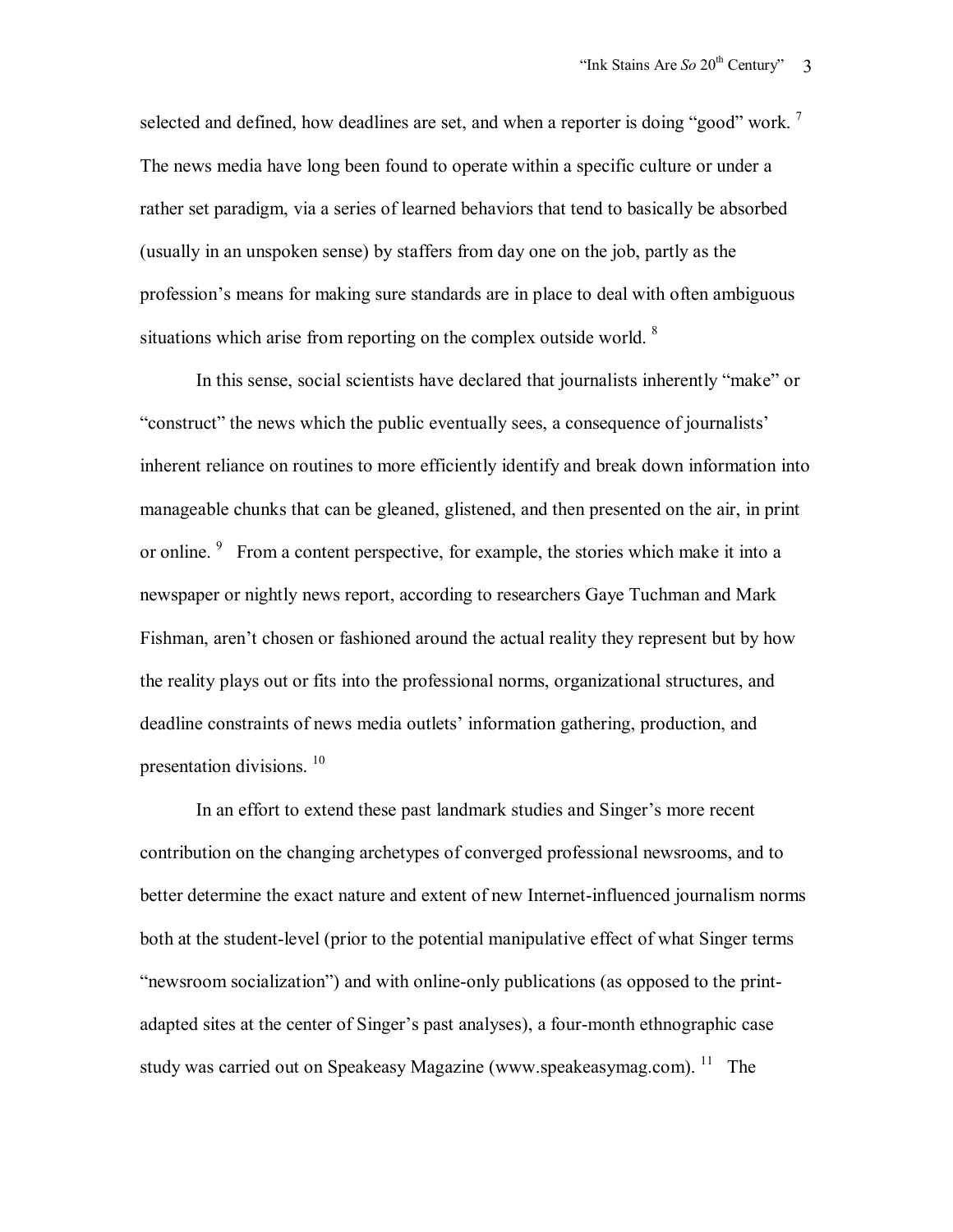selected and defined, how deadlines are set, and when a reporter is doing "good" work. [7] The news media have long been found to operate within a specific culture or under a rather set paradigm, via a series of learned behaviors that tend to basically be absorbed (usually in an unspoken sense) by staffers from day one on the job, partly as the profession's means for making sure standards are in place to deal with often ambiguous situations which arise from reporting on the complex outside world. [8]

In this sense, social scientists have declared that journalists inherently "make" or "construct" the news which the public eventually sees, a consequence of journalists' inherent reliance on routines to more efficiently identify and break down information into manageable chunks that can be gleaned, glistened, and then presented on the air, in print or online. [9] From a content perspective, for example, the stories which make it into a newspaper or nightly news report, according to researchers Gaye Tuchman and Mark Fishman, aren't chosen or fashioned around the actual reality they represent but by how the reality plays out or fits into the professional norms, organizational structures, and deadline constraints of news media outlets' information gathering, production, and presentation divisions. [10]

In an effort to extend these past landmark studies and Singer's more recent contribution on the changing archetypes of converged professional newsrooms, and to better determine the exact nature and extent of new Internet-influenced journalism norms both at the student-level (prior to the potential manipulative effect of what Singer terms "newsroom socialization") and with online-only publications (as opposed to the print-adapted sites at the center of Singer's past analyses), a four-month ethnographic case study was carried out on Speakeasy Magazine (www.speakeasymag.com). [11] The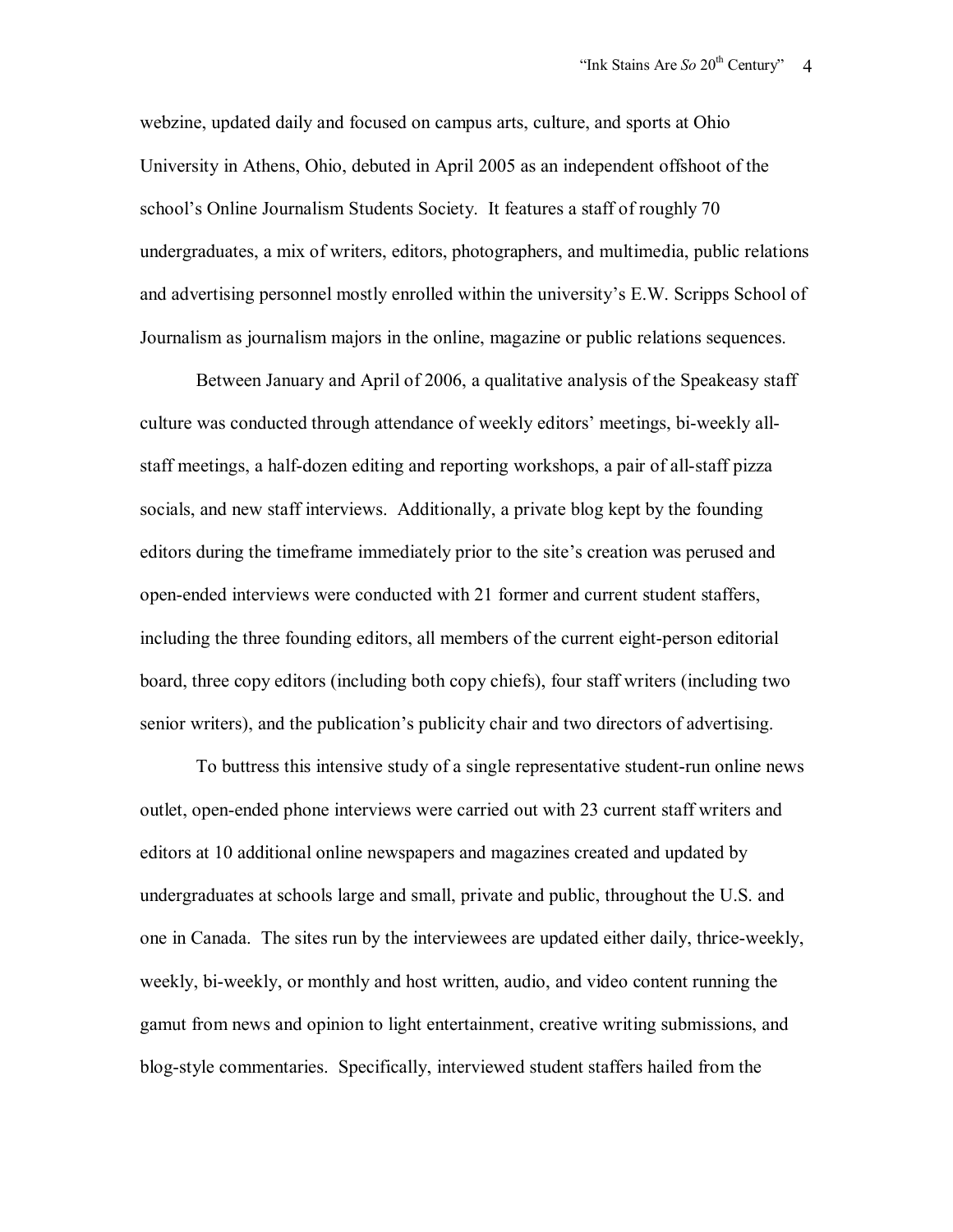webzine, updated daily and focused on campus arts, culture, and sports at Ohio University in Athens, Ohio, debuted in April 2005 as an independent offshoot of the school's Online Journalism Students Society. It features a staff of roughly 70 undergraduates, a mix of writers, editors, photographers, and multimedia, public relations and advertising personnel mostly enrolled within the university's E.W. Scripps School of Journalism as journalism majors in the online, magazine or public relations sequences.

Between January and April of 2006, a qualitative analysis of the Speakeasy staff culture was conducted through attendance of weekly editors' meetings, bi-weekly all-staff meetings, a half-dozen editing and reporting workshops, a pair of all-staff pizza socials, and new staff interviews. Additionally, a private blog kept by the founding editors during the timeframe immediately prior to the site's creation was perused and open-ended interviews were conducted with 21 former and current student staffers, including the three founding editors, all members of the current eight-person editorial board, three copy editors (including both copy chiefs), four staff writers (including two senior writers), and the publication's publicity chair and two directors of advertising.

To buttress this intensive study of a single representative student-run online news outlet, open-ended phone interviews were carried out with 23 current staff writers and editors at 10 additional online newspapers and magazines created and updated by undergraduates at schools large and small, private and public, throughout the U.S. and one in Canada. The sites run by the interviewees are updated either daily, thrice-weekly, weekly, bi-weekly, or monthly and host written, audio, and video content running the gamut from news and opinion to light entertainment, creative writing submissions, and blog-style commentaries. Specifically, interviewed student staffers hailed from the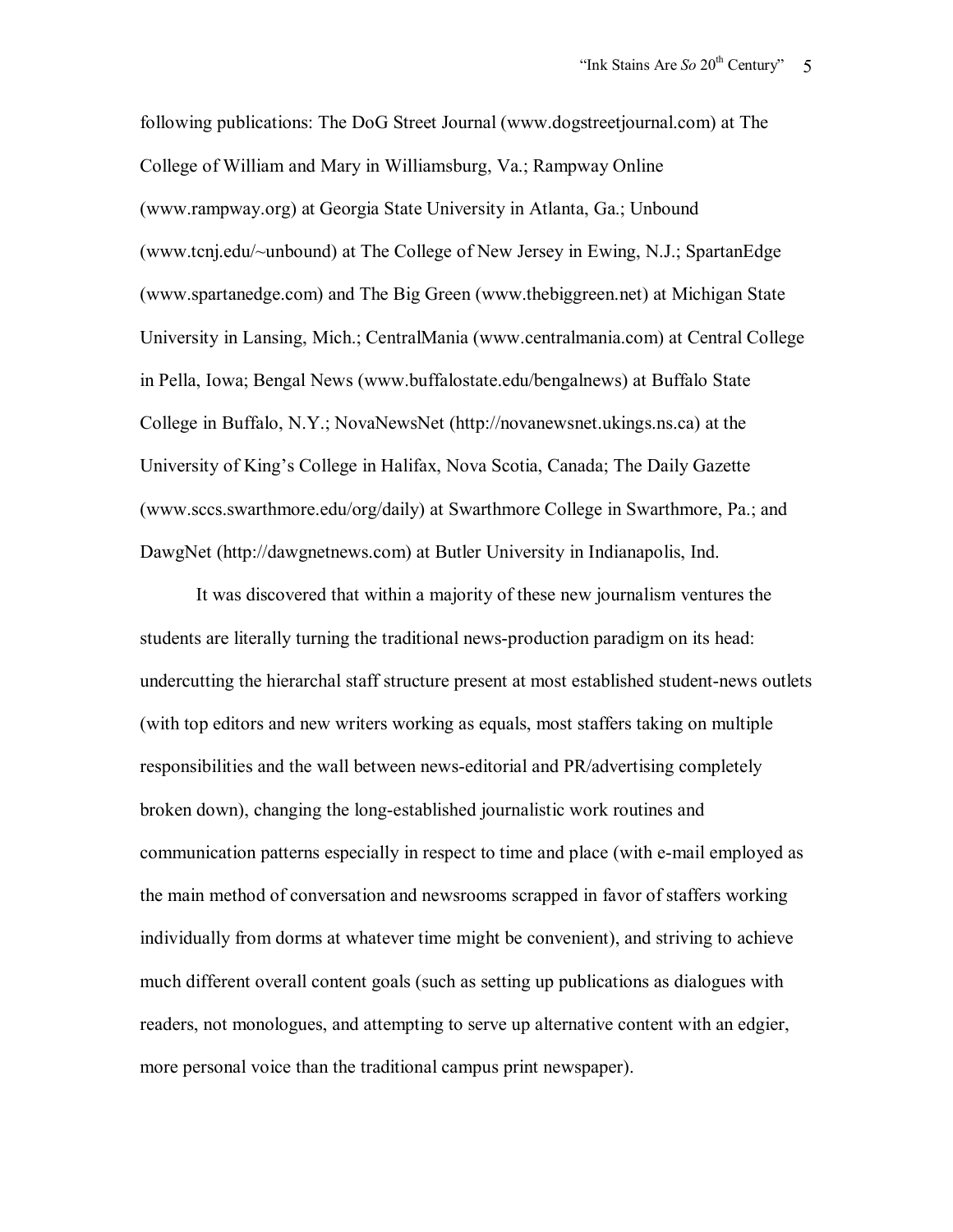following publications: The DoG Street Journal (www.dogstreetjournal.com) at The College of William and Mary in Williamsburg, Va.; Rampway Online (www.rampway.org) at Georgia State University in Atlanta, Ga.; Unbound (www.tcnj.edu/~unbound) at The College of New Jersey in Ewing, N.J.; SpartanEdge (www.spartanedge.com) and The Big Green (www.thebiggreen.net) at Michigan State University in Lansing, Mich.; CentralMania (www.centralmania.com) at Central College in Pella, Iowa; Bengal News (www.buffalostate.edu/bengalnews) at Buffalo State College in Buffalo, N.Y.; NovaNewsNet (http://novanewsnet.ukings.ns.ca) at the University of King's College in Halifax, Nova Scotia, Canada; The Daily Gazette (www.sccs.swarthmore.edu/org/daily) at Swarthmore College in Swarthmore, Pa.; and DawgNet (http://dawgnetnews.com) at Butler University in Indianapolis, Ind.

It was discovered that within a majority of these new journalism ventures the students are literally turning the traditional news-production paradigm on its head: undercutting the hierarchal staff structure present at most established student-news outlets (with top editors and new writers working as equals, most staffers taking on multiple responsibilities and the wall between news-editorial and PR/advertising completely broken down), changing the long-established journalistic work routines and communication patterns especially in respect to time and place (with e-mail employed as the main method of conversation and newsrooms scrapped in favor of staffers working individually from dorms at whatever time might be convenient), and striving to achieve much different overall content goals (such as setting up publications as dialogues with readers, not monologues, and attempting to serve up alternative content with an edgier, more personal voice than the traditional campus print newspaper).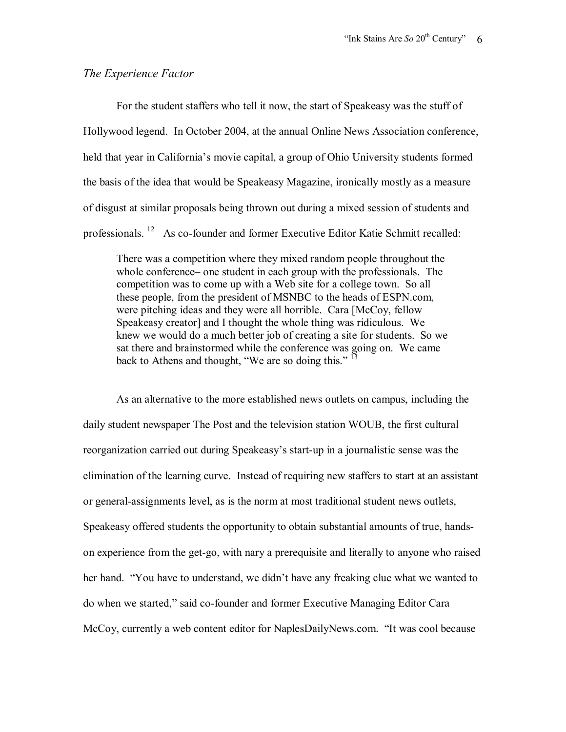*The Experience Factor*

For the student staffers who tell it now, the start of Speakeasy was the stuff of Hollywood legend. In October 2004, at the annual Online News Association conference, held that year in California's movie capital, a group of Ohio University students formed the basis of the idea that would be Speakeasy Magazine, ironically mostly as a measure of disgust at similar proposals being thrown out during a mixed session of students and professionals. [12] As co-founder and former Executive Editor Katie Schmitt recalled:

> There was a competition where they mixed random people throughout the whole conference– one student in each group with the professionals. The competition was to come up with a Web site for a college town. So all these people, from the president of MSNBC to the heads of ESPN.com, were pitching ideas and they were all horrible. Cara [McCoy, fellow Speakeasy creator] and I thought the whole thing was ridiculous. We knew we would do a much better job of creating a site for students. So we sat there and brainstormed while the conference was going on. We came back to Athens and thought, "We are so doing this." [13]

As an alternative to the more established news outlets on campus, including the daily student newspaper The Post and the television station WOUB, the first cultural reorganization carried out during Speakeasy's start-up in a journalistic sense was the elimination of the learning curve. Instead of requiring new staffers to start at an assistant or general-assignments level, as is the norm at most traditional student news outlets, Speakeasy offered students the opportunity to obtain substantial amounts of true, hands-on experience from the get-go, with nary a prerequisite and literally to anyone who raised her hand. "You have to understand, we didn't have any freaking clue what we wanted to do when we started," said co-founder and former Executive Managing Editor Cara McCoy, currently a web content editor for NaplesDailyNews.com. "It was cool because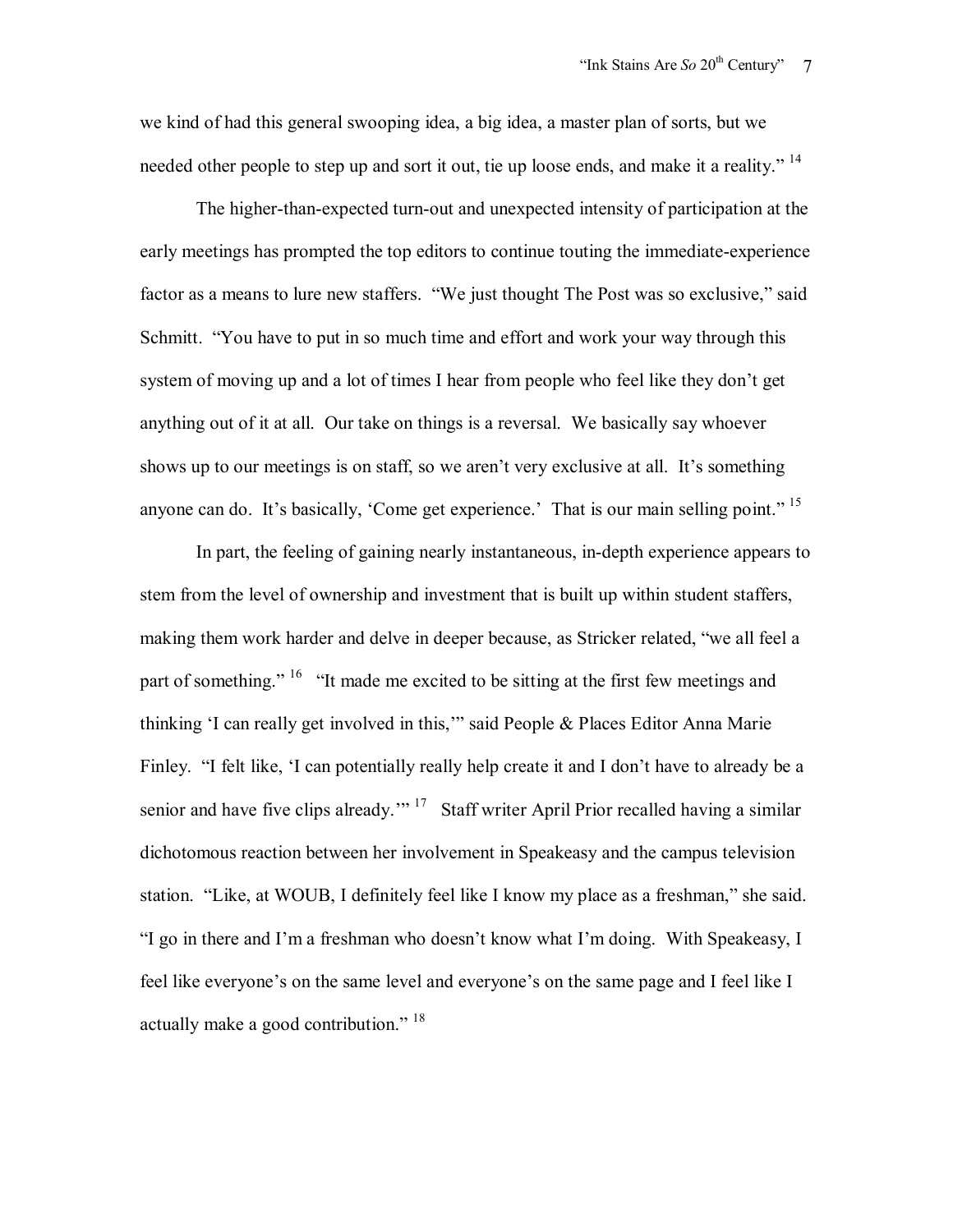we kind of had this general swooping idea, a big idea, a master plan of sorts, but we needed other people to step up and sort it out, tie up loose ends, and make it a reality." [14]

The higher-than-expected turn-out and unexpected intensity of participation at the early meetings has prompted the top editors to continue touting the immediate-experience factor as a means to lure new staffers. "We just thought The Post was so exclusive," said Schmitt. "You have to put in so much time and effort and work your way through this system of moving up and a lot of times I hear from people who feel like they don't get anything out of it at all. Our take on things is a reversal. We basically say whoever shows up to our meetings is on staff, so we aren't very exclusive at all. It's something anyone can do. It's basically, 'Come get experience.' That is our main selling point." [15]

In part, the feeling of gaining nearly instantaneous, in-depth experience appears to stem from the level of ownership and investment that is built up within student staffers, making them work harder and delve in deeper because, as Stricker related, "we all feel a part of something." [16] "It made me excited to be sitting at the first few meetings and thinking 'I can really get involved in this,'" said People & Places Editor Anna Marie Finley. "I felt like, 'I can potentially really help create it and I don't have to already be a senior and have five clips already.'" [17] Staff writer April Prior recalled having a similar dichotomous reaction between her involvement in Speakeasy and the campus television station. "Like, at WOUB, I definitely feel like I know my place as a freshman," she said. "I go in there and I'm a freshman who doesn't know what I'm doing. With Speakeasy, I feel like everyone's on the same level and everyone's on the same page and I feel like I actually make a good contribution." [18]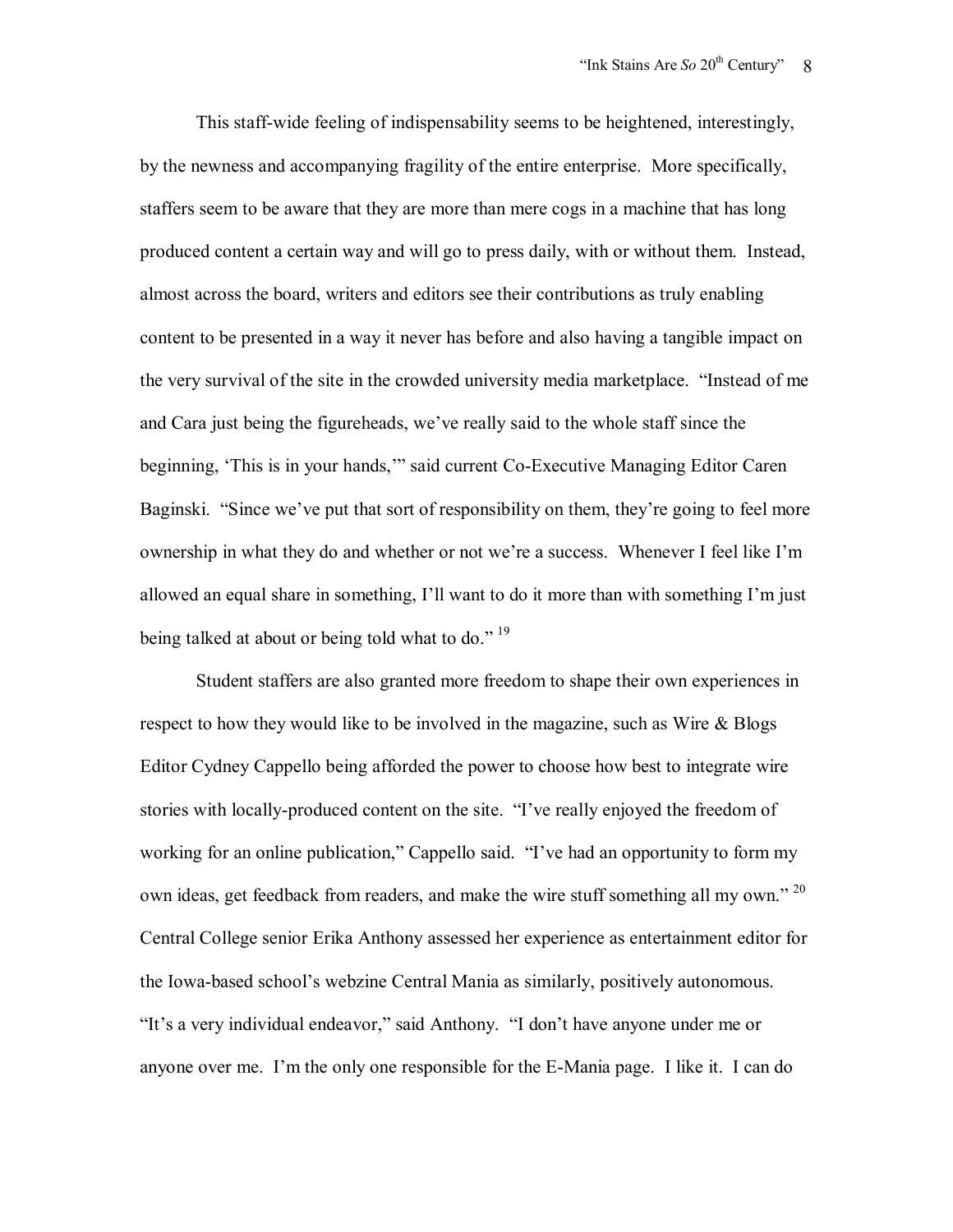This staff-wide feeling of indispensability seems to be heightened, interestingly, by the newness and accompanying fragility of the entire enterprise. More specifically, staffers seem to be aware that they are more than mere cogs in a machine that has long produced content a certain way and will go to press daily, with or without them. Instead, almost across the board, writers and editors see their contributions as truly enabling content to be presented in a way it never has before and also having a tangible impact on the very survival of the site in the crowded university media marketplace. "Instead of me and Cara just being the figureheads, we've really said to the whole staff since the beginning, 'This is in your hands,'" said current Co-Executive Managing Editor Caren Baginski. "Since we've put that sort of responsibility on them, they're going to feel more ownership in what they do and whether or not we're a success. Whenever I feel like I'm allowed an equal share in something, I'll want to do it more than with something I'm just being talked at about or being told what to do." [19]

Student staffers are also granted more freedom to shape their own experiences in respect to how they would like to be involved in the magazine, such as Wire & Blogs Editor Cydney Cappello being afforded the power to choose how best to integrate wire stories with locally-produced content on the site. "I've really enjoyed the freedom of working for an online publication," Cappello said. "I've had an opportunity to form my own ideas, get feedback from readers, and make the wire stuff something all my own." [20] Central College senior Erika Anthony assessed her experience as entertainment editor for the Iowa-based school's webzine Central Mania as similarly, positively autonomous. "It's a very individual endeavor," said Anthony. "I don't have anyone under me or anyone over me. I'm the only one responsible for the E-Mania page. I like it. I can do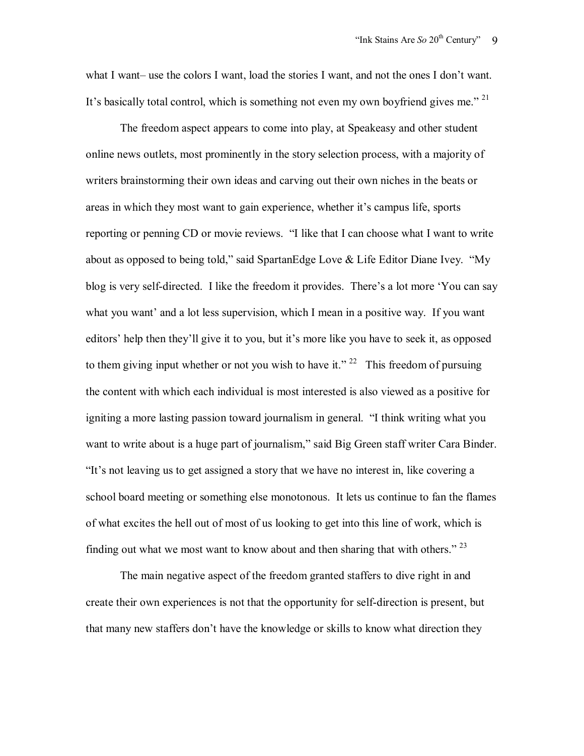what I want– use the colors I want, load the stories I want, and not the ones I don't want. It's basically total control, which is something not even my own boyfriend gives me." [21]

The freedom aspect appears to come into play, at Speakeasy and other student online news outlets, most prominently in the story selection process, with a majority of writers brainstorming their own ideas and carving out their own niches in the beats or areas in which they most want to gain experience, whether it's campus life, sports reporting or penning CD or movie reviews. "I like that I can choose what I want to write about as opposed to being told," said SpartanEdge Love & Life Editor Diane Ivey. "My blog is very self-directed. I like the freedom it provides. There's a lot more 'You can say what you want' and a lot less supervision, which I mean in a positive way. If you want editors' help then they'll give it to you, but it's more like you have to seek it, as opposed to them giving input whether or not you wish to have it." [22] This freedom of pursuing the content with which each individual is most interested is also viewed as a positive for igniting a more lasting passion toward journalism in general. "I think writing what you want to write about is a huge part of journalism," said Big Green staff writer Cara Binder. "It's not leaving us to get assigned a story that we have no interest in, like covering a school board meeting or something else monotonous. It lets us continue to fan the flames of what excites the hell out of most of us looking to get into this line of work, which is finding out what we most want to know about and then sharing that with others." [23]

The main negative aspect of the freedom granted staffers to dive right in and create their own experiences is not that the opportunity for self-direction is present, but that many new staffers don't have the knowledge or skills to know what direction they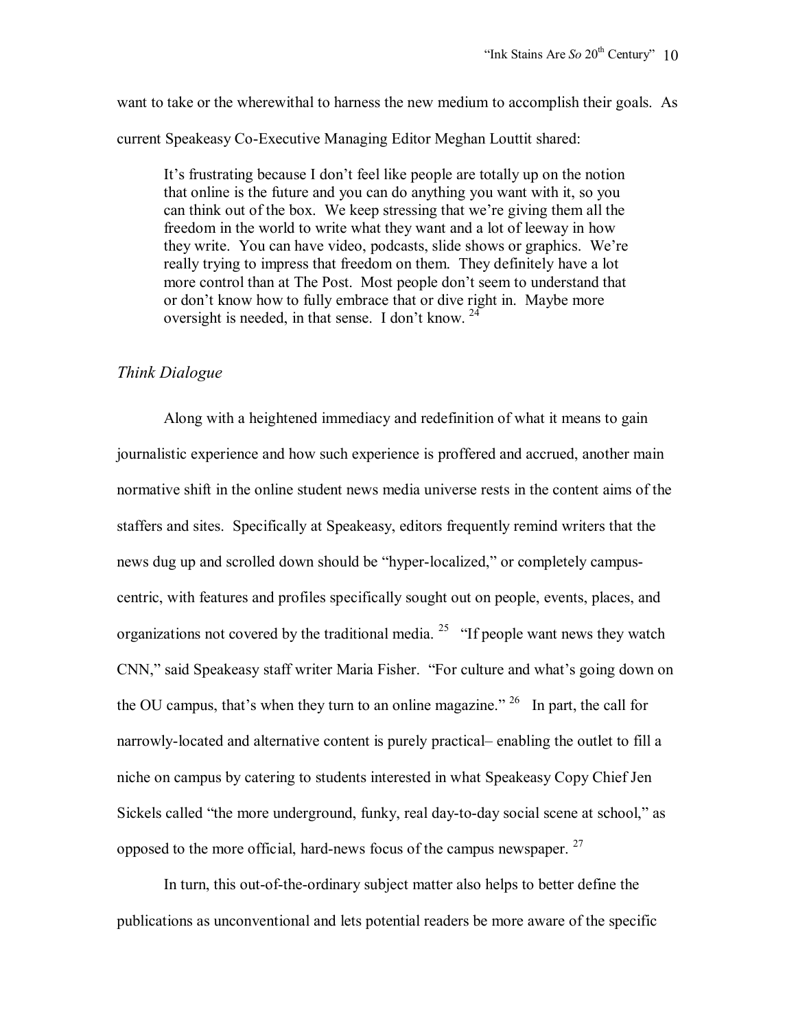want to take or the wherewithal to harness the new medium to accomplish their goals. As current Speakeasy Co-Executive Managing Editor Meghan Louttit shared:

> It's frustrating because I don't feel like people are totally up on the notion that online is the future and you can do anything you want with it, so you can think out of the box. We keep stressing that we're giving them all the freedom in the world to write what they want and a lot of leeway in how they write. You can have video, podcasts, slide shows or graphics. We're really trying to impress that freedom on them. They definitely have a lot more control than at The Post. Most people don't seem to understand that or don't know how to fully embrace that or dive right in. Maybe more oversight is needed, in that sense. I don't know. [24]

### *Think Dialogue*

Along with a heightened immediacy and redefinition of what it means to gain journalistic experience and how such experience is proffered and accrued, another main normative shift in the online student news media universe rests in the content aims of the staffers and sites. Specifically at Speakeasy, editors frequently remind writers that the news dug up and scrolled down should be "hyper-localized," or completely campus-centric, with features and profiles specifically sought out on people, events, places, and organizations not covered by the traditional media. [25] "If people want news they watch CNN," said Speakeasy staff writer Maria Fisher. "For culture and what's going down on the OU campus, that's when they turn to an online magazine." [26] In part, the call for narrowly-located and alternative content is purely practical– enabling the outlet to fill a niche on campus by catering to students interested in what Speakeasy Copy Chief Jen Sickels called "the more underground, funky, real day-to-day social scene at school," as opposed to the more official, hard-news focus of the campus newspaper. [27]

In turn, this out-of-the-ordinary subject matter also helps to better define the publications as unconventional and lets potential readers be more aware of the specific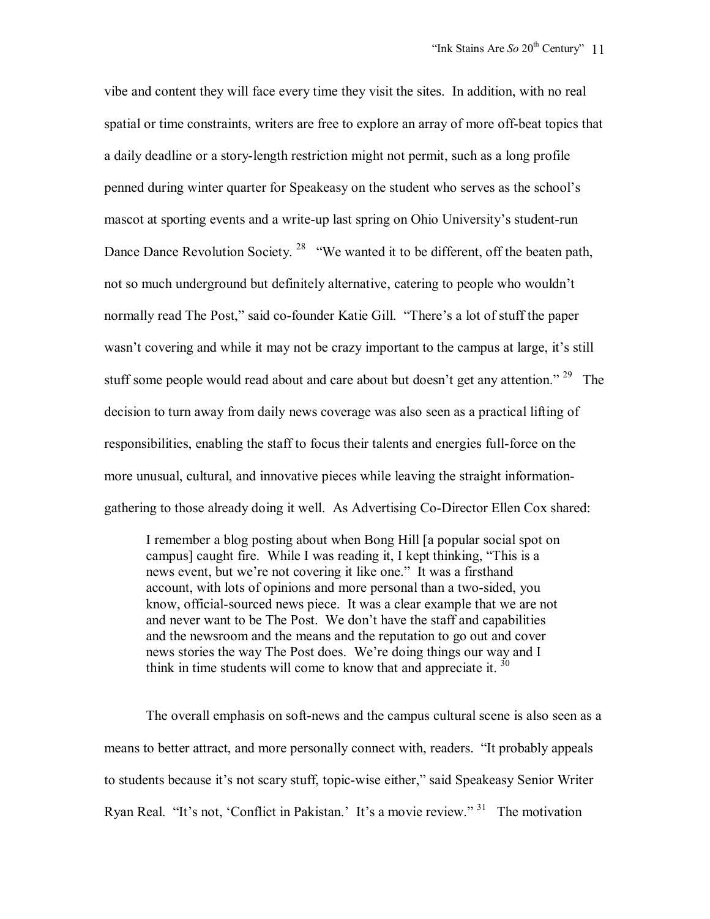vibe and content they will face every time they visit the sites. In addition, with no real spatial or time constraints, writers are free to explore an array of more off-beat topics that a daily deadline or a story-length restriction might not permit, such as a long profile penned during winter quarter for Speakeasy on the student who serves as the school's mascot at sporting events and a write-up last spring on Ohio University's student-run Dance Dance Revolution Society. [28] "We wanted it to be different, off the beaten path, not so much underground but definitely alternative, catering to people who wouldn't normally read The Post," said co-founder Katie Gill. "There's a lot of stuff the paper wasn't covering and while it may not be crazy important to the campus at large, it's still stuff some people would read about and care about but doesn't get any attention." [29] The decision to turn away from daily news coverage was also seen as a practical lifting of responsibilities, enabling the staff to focus their talents and energies full-force on the more unusual, cultural, and innovative pieces while leaving the straight information-gathering to those already doing it well. As Advertising Co-Director Ellen Cox shared:

> I remember a blog posting about when Bong Hill [a popular social spot on campus] caught fire. While I was reading it, I kept thinking, "This is a news event, but we're not covering it like one." It was a firsthand account, with lots of opinions and more personal than a two-sided, you know, official-sourced news piece. It was a clear example that we are not and never want to be The Post. We don't have the staff and capabilities and the newsroom and the means and the reputation to go out and cover news stories the way The Post does. We're doing things our way and I think in time students will come to know that and appreciate it. [30]

The overall emphasis on soft-news and the campus cultural scene is also seen as a means to better attract, and more personally connect with, readers. "It probably appeals to students because it's not scary stuff, topic-wise either," said Speakeasy Senior Writer Ryan Real. "It's not, 'Conflict in Pakistan.' It's a movie review." [31] The motivation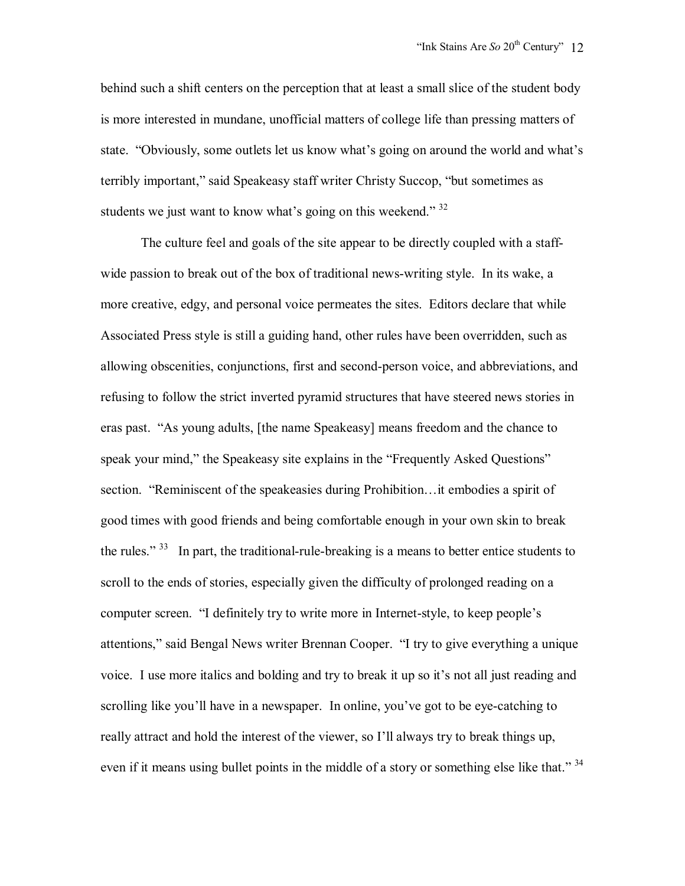behind such a shift centers on the perception that at least a small slice of the student body is more interested in mundane, unofficial matters of college life than pressing matters of state. "Obviously, some outlets let us know what's going on around the world and what's terribly important," said Speakeasy staff writer Christy Succop, "but sometimes as students we just want to know what's going on this weekend." [32]

The culture feel and goals of the site appear to be directly coupled with a staff-wide passion to break out of the box of traditional news-writing style. In its wake, a more creative, edgy, and personal voice permeates the sites. Editors declare that while Associated Press style is still a guiding hand, other rules have been overridden, such as allowing obscenities, conjunctions, first and second-person voice, and abbreviations, and refusing to follow the strict inverted pyramid structures that have steered news stories in eras past. "As young adults, [the name Speakeasy] means freedom and the chance to speak your mind," the Speakeasy site explains in the "Frequently Asked Questions" section. "Reminiscent of the speakeasies during Prohibition…it embodies a spirit of good times with good friends and being comfortable enough in your own skin to break the rules." [33] In part, the traditional-rule-breaking is a means to better entice students to scroll to the ends of stories, especially given the difficulty of prolonged reading on a computer screen. "I definitely try to write more in Internet-style, to keep people's attentions," said Bengal News writer Brennan Cooper. "I try to give everything a unique voice. I use more italics and bolding and try to break it up so it's not all just reading and scrolling like you'll have in a newspaper. In online, you've got to be eye-catching to really attract and hold the interest of the viewer, so I'll always try to break things up, even if it means using bullet points in the middle of a story or something else like that." [34]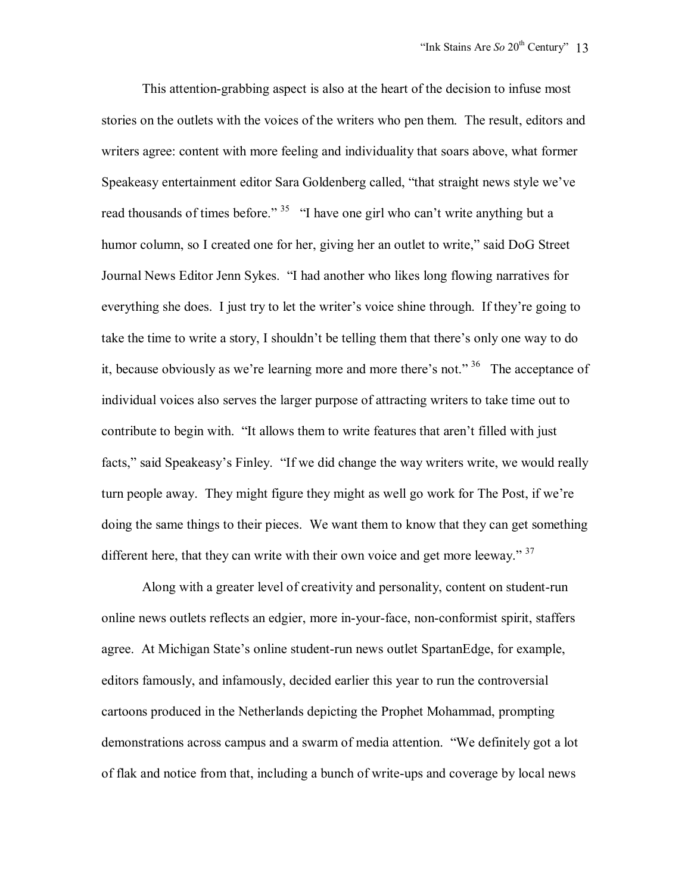This attention-grabbing aspect is also at the heart of the decision to infuse most stories on the outlets with the voices of the writers who pen them. The result, editors and writers agree: content with more feeling and individuality that soars above, what former Speakeasy entertainment editor Sara Goldenberg called, "that straight news style we've read thousands of times before." [35] "I have one girl who can't write anything but a humor column, so I created one for her, giving her an outlet to write," said DoG Street Journal News Editor Jenn Sykes. "I had another who likes long flowing narratives for everything she does. I just try to let the writer's voice shine through. If they're going to take the time to write a story, I shouldn't be telling them that there's only one way to do it, because obviously as we're learning more and more there's not." [36] The acceptance of individual voices also serves the larger purpose of attracting writers to take time out to contribute to begin with. "It allows them to write features that aren't filled with just facts," said Speakeasy's Finley. "If we did change the way writers write, we would really turn people away. They might figure they might as well go work for The Post, if we're doing the same things to their pieces. We want them to know that they can get something different here, that they can write with their own voice and get more leeway." [37]

Along with a greater level of creativity and personality, content on student-run online news outlets reflects an edgier, more in-your-face, non-conformist spirit, staffers agree. At Michigan State's online student-run news outlet SpartanEdge, for example, editors famously, and infamously, decided earlier this year to run the controversial cartoons produced in the Netherlands depicting the Prophet Mohammad, prompting demonstrations across campus and a swarm of media attention. "We definitely got a lot of flak and notice from that, including a bunch of write-ups and coverage by local news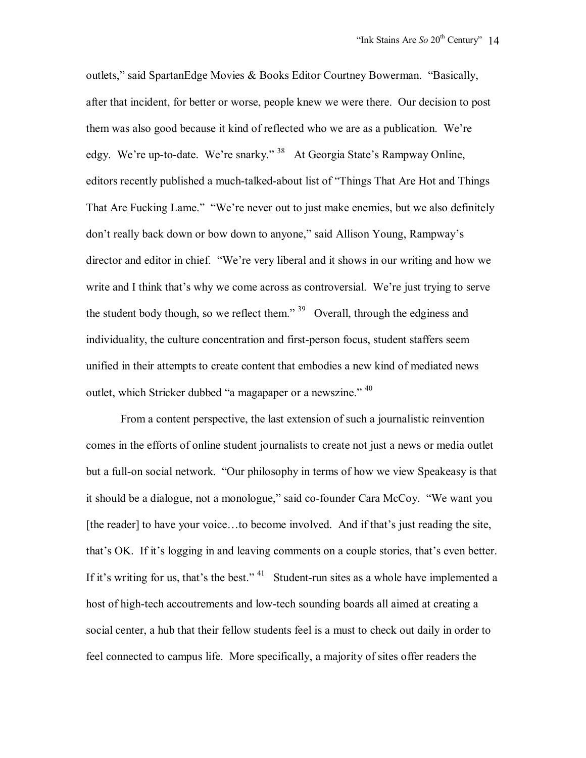outlets," said SpartanEdge Movies & Books Editor Courtney Bowerman. "Basically, after that incident, for better or worse, people knew we were there. Our decision to post them was also good because it kind of reflected who we are as a publication. We're edgy. We're up-to-date. We're snarky." [38] At Georgia State's Rampway Online, editors recently published a much-talked-about list of "Things That Are Hot and Things That Are Fucking Lame." "We're never out to just make enemies, but we also definitely don't really back down or bow down to anyone," said Allison Young, Rampway's director and editor in chief. "We're very liberal and it shows in our writing and how we write and I think that's why we come across as controversial. We're just trying to serve the student body though, so we reflect them." [39] Overall, through the edginess and individuality, the culture concentration and first-person focus, student staffers seem unified in their attempts to create content that embodies a new kind of mediated news outlet, which Stricker dubbed "a magapaper or a newszine." [40]

From a content perspective, the last extension of such a journalistic reinvention comes in the efforts of online student journalists to create not just a news or media outlet but a full-on social network. "Our philosophy in terms of how we view Speakeasy is that it should be a dialogue, not a monologue," said co-founder Cara McCoy. "We want you [the reader] to have your voice…to become involved. And if that's just reading the site, that's OK. If it's logging in and leaving comments on a couple stories, that's even better. If it's writing for us, that's the best." [41] Student-run sites as a whole have implemented a host of high-tech accoutrements and low-tech sounding boards all aimed at creating a social center, a hub that their fellow students feel is a must to check out daily in order to feel connected to campus life. More specifically, a majority of sites offer readers the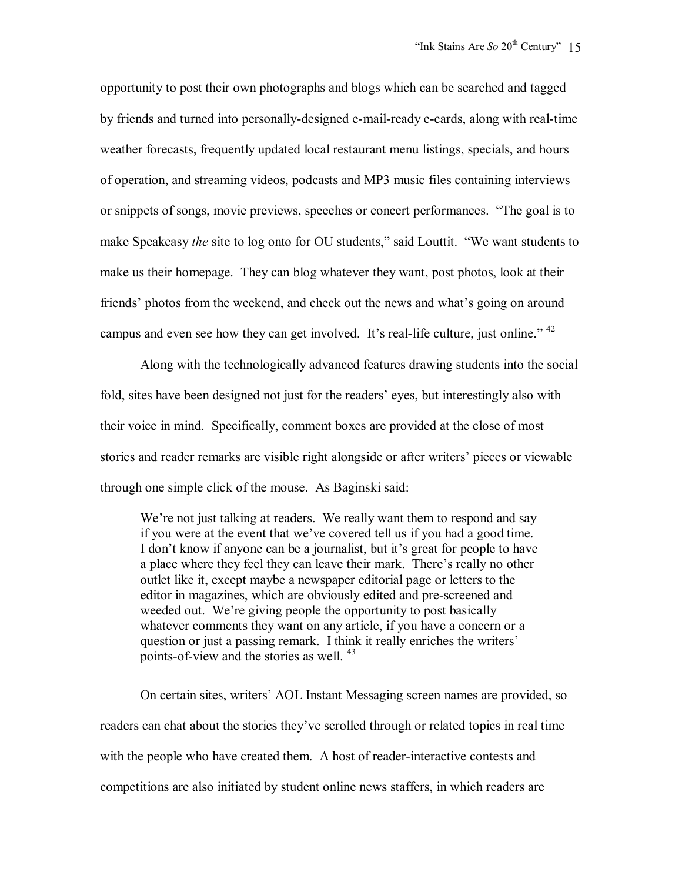opportunity to post their own photographs and blogs which can be searched and tagged by friends and turned into personally-designed e-mail-ready e-cards, along with real-time weather forecasts, frequently updated local restaurant menu listings, specials, and hours of operation, and streaming videos, podcasts and MP3 music files containing interviews or snippets of songs, movie previews, speeches or concert performances. "The goal is to make Speakeasy *the* site to log onto for OU students," said Louttit. "We want students to make us their homepage. They can blog whatever they want, post photos, look at their friends' photos from the weekend, and check out the news and what's going on around campus and even see how they can get involved. It's real-life culture, just online." [42]

Along with the technologically advanced features drawing students into the social fold, sites have been designed not just for the readers' eyes, but interestingly also with their voice in mind. Specifically, comment boxes are provided at the close of most stories and reader remarks are visible right alongside or after writers' pieces or viewable through one simple click of the mouse. As Baginski said:

> We're not just talking at readers. We really want them to respond and say if you were at the event that we've covered tell us if you had a good time. I don't know if anyone can be a journalist, but it's great for people to have a place where they feel they can leave their mark. There's really no other outlet like it, except maybe a newspaper editorial page or letters to the editor in magazines, which are obviously edited and pre-screened and weeded out. We're giving people the opportunity to post basically whatever comments they want on any article, if you have a concern or a question or just a passing remark. I think it really enriches the writers' points-of-view and the stories as well. [43]

On certain sites, writers' AOL Instant Messaging screen names are provided, so readers can chat about the stories they've scrolled through or related topics in real time with the people who have created them. A host of reader-interactive contests and competitions are also initiated by student online news staffers, in which readers are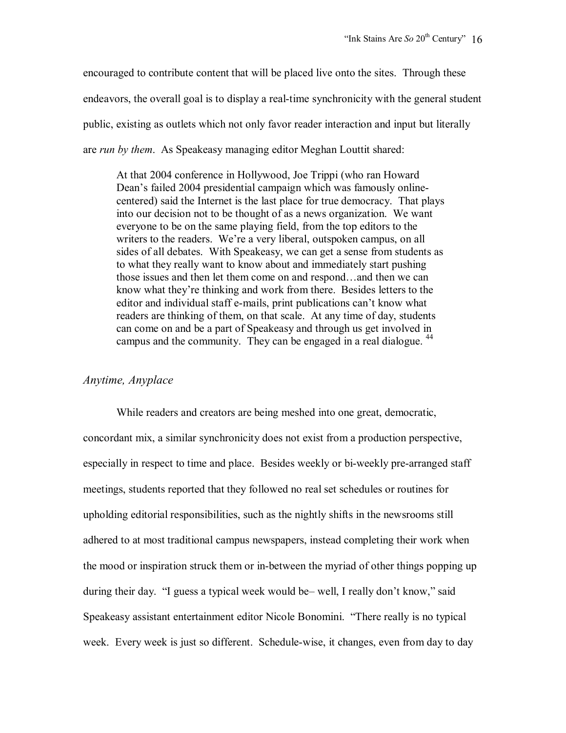encouraged to contribute content that will be placed live onto the sites. Through these endeavors, the overall goal is to display a real-time synchronicity with the general student public, existing as outlets which not only favor reader interaction and input but literally are *run by them*. As Speakeasy managing editor Meghan Louttit shared:

> At that 2004 conference in Hollywood, Joe Trippi (who ran Howard Dean's failed 2004 presidential campaign which was famously online-centered) said the Internet is the last place for true democracy. That plays into our decision not to be thought of as a news organization. We want everyone to be on the same playing field, from the top editors to the writers to the readers. We're a very liberal, outspoken campus, on all sides of all debates. With Speakeasy, we can get a sense from students as to what they really want to know about and immediately start pushing those issues and then let them come on and respond…and then we can know what they're thinking and work from there. Besides letters to the editor and individual staff e-mails, print publications can't know what readers are thinking of them, on that scale. At any time of day, students can come on and be a part of Speakeasy and through us get involved in campus and the community. They can be engaged in a real dialogue. [44]

## *Anytime, Anyplace*

While readers and creators are being meshed into one great, democratic, concordant mix, a similar synchronicity does not exist from a production perspective, especially in respect to time and place. Besides weekly or bi-weekly pre-arranged staff meetings, students reported that they followed no real set schedules or routines for upholding editorial responsibilities, such as the nightly shifts in the newsrooms still adhered to at most traditional campus newspapers, instead completing their work when the mood or inspiration struck them or in-between the myriad of other things popping up during their day. "I guess a typical week would be– well, I really don't know," said Speakeasy assistant entertainment editor Nicole Bonomini. "There really is no typical week. Every week is just so different. Schedule-wise, it changes, even from day to day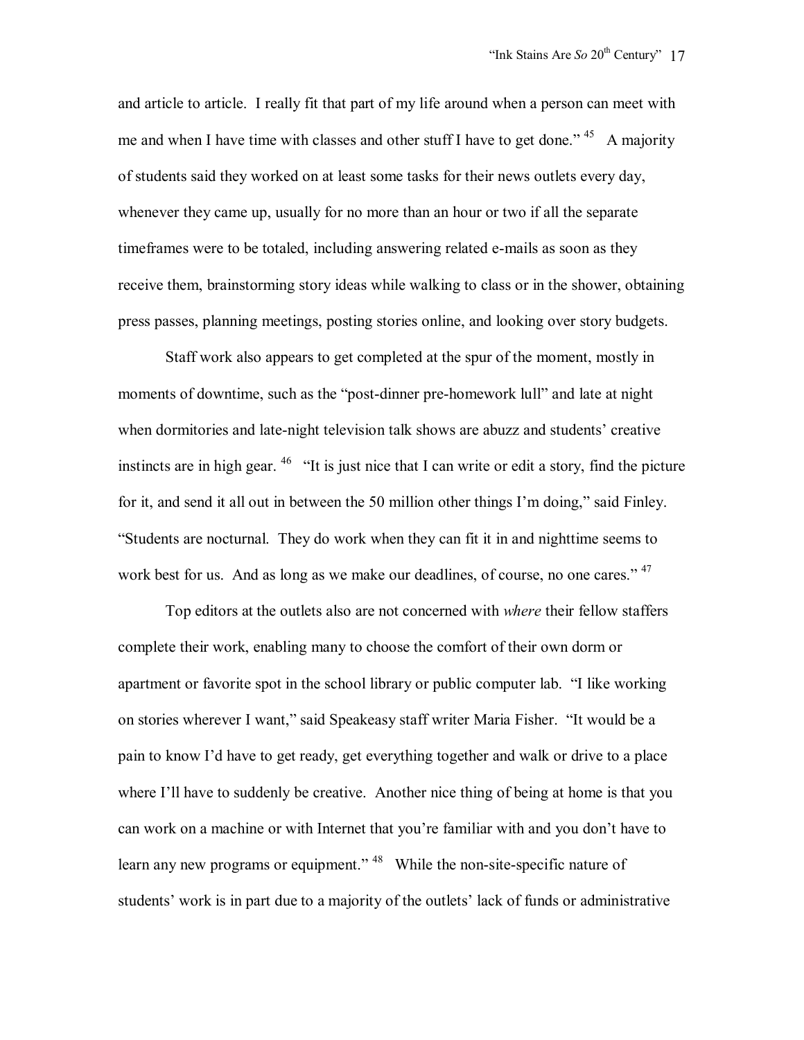and article to article. I really fit that part of my life around when a person can meet with me and when I have time with classes and other stuff I have to get done." [45] A majority of students said they worked on at least some tasks for their news outlets every day, whenever they came up, usually for no more than an hour or two if all the separate timeframes were to be totaled, including answering related e-mails as soon as they receive them, brainstorming story ideas while walking to class or in the shower, obtaining press passes, planning meetings, posting stories online, and looking over story budgets.

Staff work also appears to get completed at the spur of the moment, mostly in moments of downtime, such as the "post-dinner pre-homework lull" and late at night when dormitories and late-night television talk shows are abuzz and students' creative instincts are in high gear. [46] "It is just nice that I can write or edit a story, find the picture for it, and send it all out in between the 50 million other things I'm doing," said Finley. "Students are nocturnal. They do work when they can fit it in and nighttime seems to work best for us. And as long as we make our deadlines, of course, no one cares." [47]

Top editors at the outlets also are not concerned with *where* their fellow staffers complete their work, enabling many to choose the comfort of their own dorm or apartment or favorite spot in the school library or public computer lab. "I like working on stories wherever I want," said Speakeasy staff writer Maria Fisher. "It would be a pain to know I'd have to get ready, get everything together and walk or drive to a place where I'll have to suddenly be creative. Another nice thing of being at home is that you can work on a machine or with Internet that you're familiar with and you don't have to learn any new programs or equipment." [48] While the non-site-specific nature of students' work is in part due to a majority of the outlets' lack of funds or administrative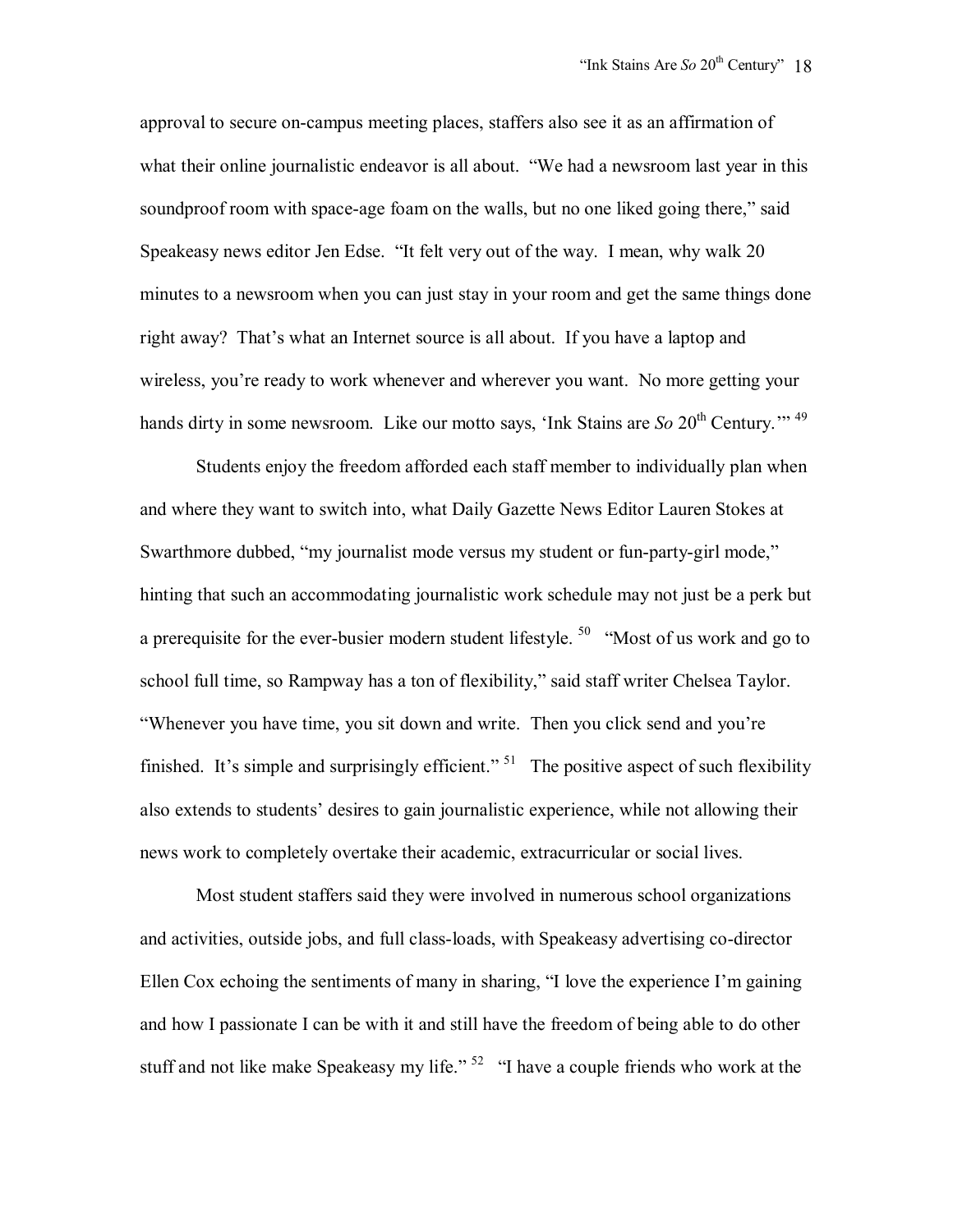approval to secure on-campus meeting places, staffers also see it as an affirmation of what their online journalistic endeavor is all about. "We had a newsroom last year in this soundproof room with space-age foam on the walls, but no one liked going there," said Speakeasy news editor Jen Edse. "It felt very out of the way. I mean, why walk 20 minutes to a newsroom when you can just stay in your room and get the same things done right away? That's what an Internet source is all about. If you have a laptop and wireless, you're ready to work whenever and wherever you want. No more getting your hands dirty in some newsroom. Like our motto says, 'Ink Stains are *So* 20th Century.'" [49]

Students enjoy the freedom afforded each staff member to individually plan when and where they want to switch into, what Daily Gazette News Editor Lauren Stokes at Swarthmore dubbed, "my journalist mode versus my student or fun-party-girl mode," hinting that such an accommodating journalistic work schedule may not just be a perk but a prerequisite for the ever-busier modern student lifestyle. [50] "Most of us work and go to school full time, so Rampway has a ton of flexibility," said staff writer Chelsea Taylor. "Whenever you have time, you sit down and write. Then you click send and you're finished. It's simple and surprisingly efficient." [51] The positive aspect of such flexibility also extends to students' desires to gain journalistic experience, while not allowing their news work to completely overtake their academic, extracurricular or social lives.

Most student staffers said they were involved in numerous school organizations and activities, outside jobs, and full class-loads, with Speakeasy advertising co-director Ellen Cox echoing the sentiments of many in sharing, "I love the experience I'm gaining and how I passionate I can be with it and still have the freedom of being able to do other stuff and not like make Speakeasy my life." [52] "I have a couple friends who work at the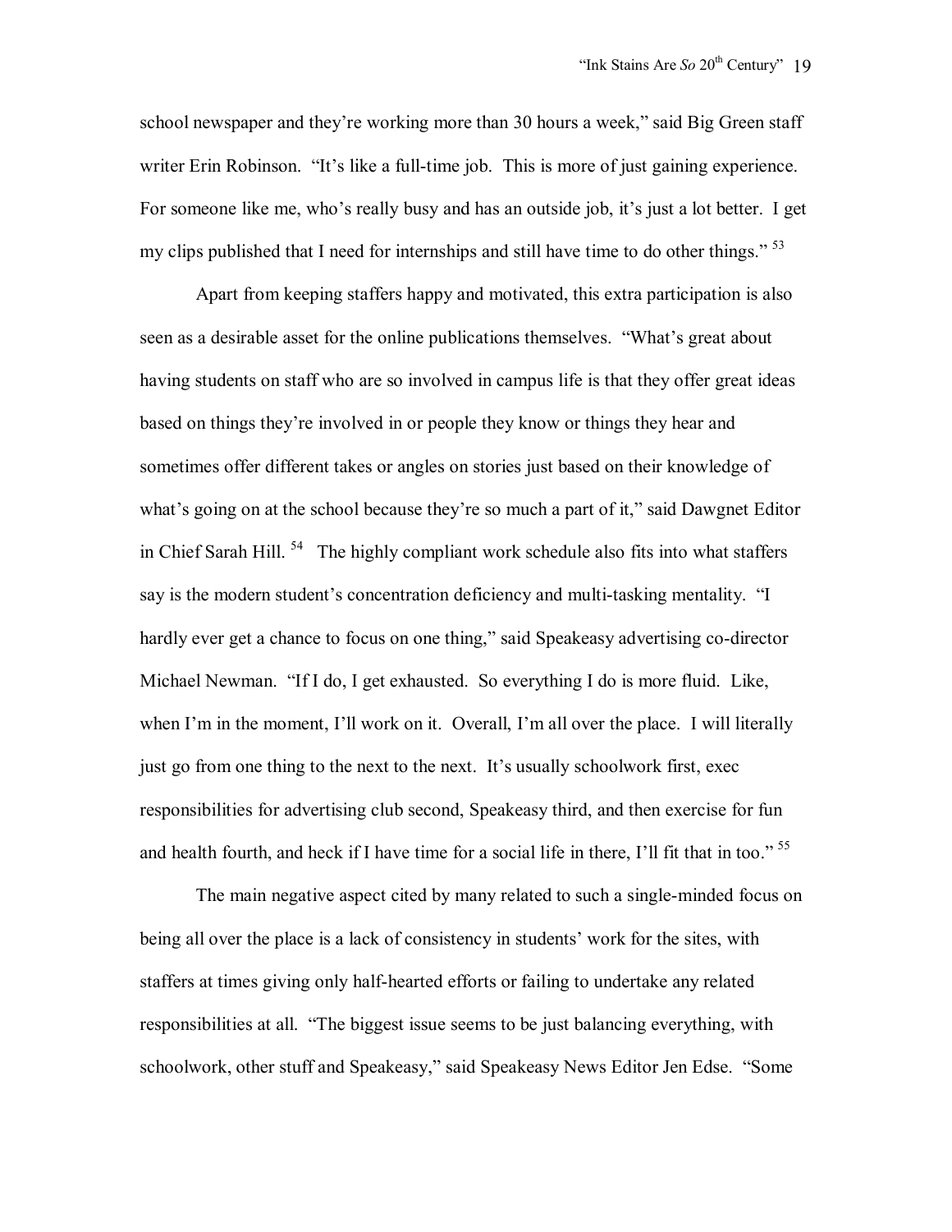school newspaper and they're working more than 30 hours a week," said Big Green staff writer Erin Robinson. "It's like a full-time job. This is more of just gaining experience. For someone like me, who's really busy and has an outside job, it's just a lot better. I get my clips published that I need for internships and still have time to do other things." [53]

Apart from keeping staffers happy and motivated, this extra participation is also seen as a desirable asset for the online publications themselves. "What's great about having students on staff who are so involved in campus life is that they offer great ideas based on things they're involved in or people they know or things they hear and sometimes offer different takes or angles on stories just based on their knowledge of what's going on at the school because they're so much a part of it," said Dawgnet Editor in Chief Sarah Hill. [54] The highly compliant work schedule also fits into what staffers say is the modern student's concentration deficiency and multi-tasking mentality. "I hardly ever get a chance to focus on one thing," said Speakeasy advertising co-director Michael Newman. "If I do, I get exhausted. So everything I do is more fluid. Like, when I'm in the moment, I'll work on it. Overall, I'm all over the place. I will literally just go from one thing to the next to the next. It's usually schoolwork first, exec responsibilities for advertising club second, Speakeasy third, and then exercise for fun and health fourth, and heck if I have time for a social life in there, I'll fit that in too." [55]

The main negative aspect cited by many related to such a single-minded focus on being all over the place is a lack of consistency in students' work for the sites, with staffers at times giving only half-hearted efforts or failing to undertake any related responsibilities at all. "The biggest issue seems to be just balancing everything, with schoolwork, other stuff and Speakeasy," said Speakeasy News Editor Jen Edse. "Some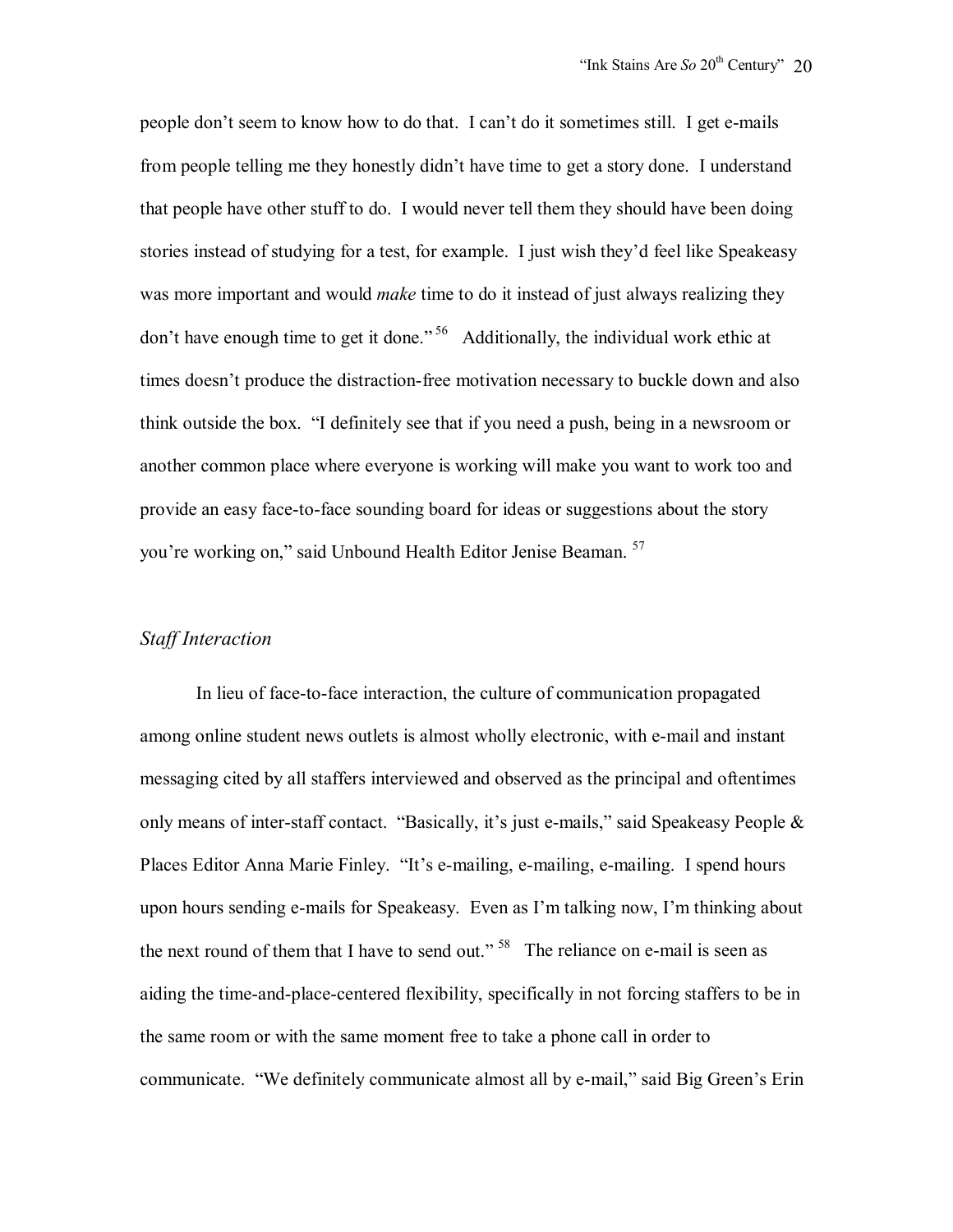people don't seem to know how to do that. I can't do it sometimes still. I get e-mails from people telling me they honestly didn't have time to get a story done. I understand that people have other stuff to do. I would never tell them they should have been doing stories instead of studying for a test, for example. I just wish they'd feel like Speakeasy was more important and would *make* time to do it instead of just always realizing they don't have enough time to get it done."[56] Additionally, the individual work ethic at times doesn't produce the distraction-free motivation necessary to buckle down and also think outside the box. "I definitely see that if you need a push, being in a newsroom or another common place where everyone is working will make you want to work too and provide an easy face-to-face sounding board for ideas or suggestions about the story you're working on," said Unbound Health Editor Jenise Beaman.[57]

### *Staff Interaction*

In lieu of face-to-face interaction, the culture of communication propagated among online student news outlets is almost wholly electronic, with e-mail and instant messaging cited by all staffers interviewed and observed as the principal and oftentimes only means of inter-staff contact. "Basically, it's just e-mails," said Speakeasy People & Places Editor Anna Marie Finley. "It's e-mailing, e-mailing, e-mailing. I spend hours upon hours sending e-mails for Speakeasy. Even as I'm talking now, I'm thinking about the next round of them that I have to send out."[58] The reliance on e-mail is seen as aiding the time-and-place-centered flexibility, specifically in not forcing staffers to be in the same room or with the same moment free to take a phone call in order to communicate. "We definitely communicate almost all by e-mail," said Big Green's Erin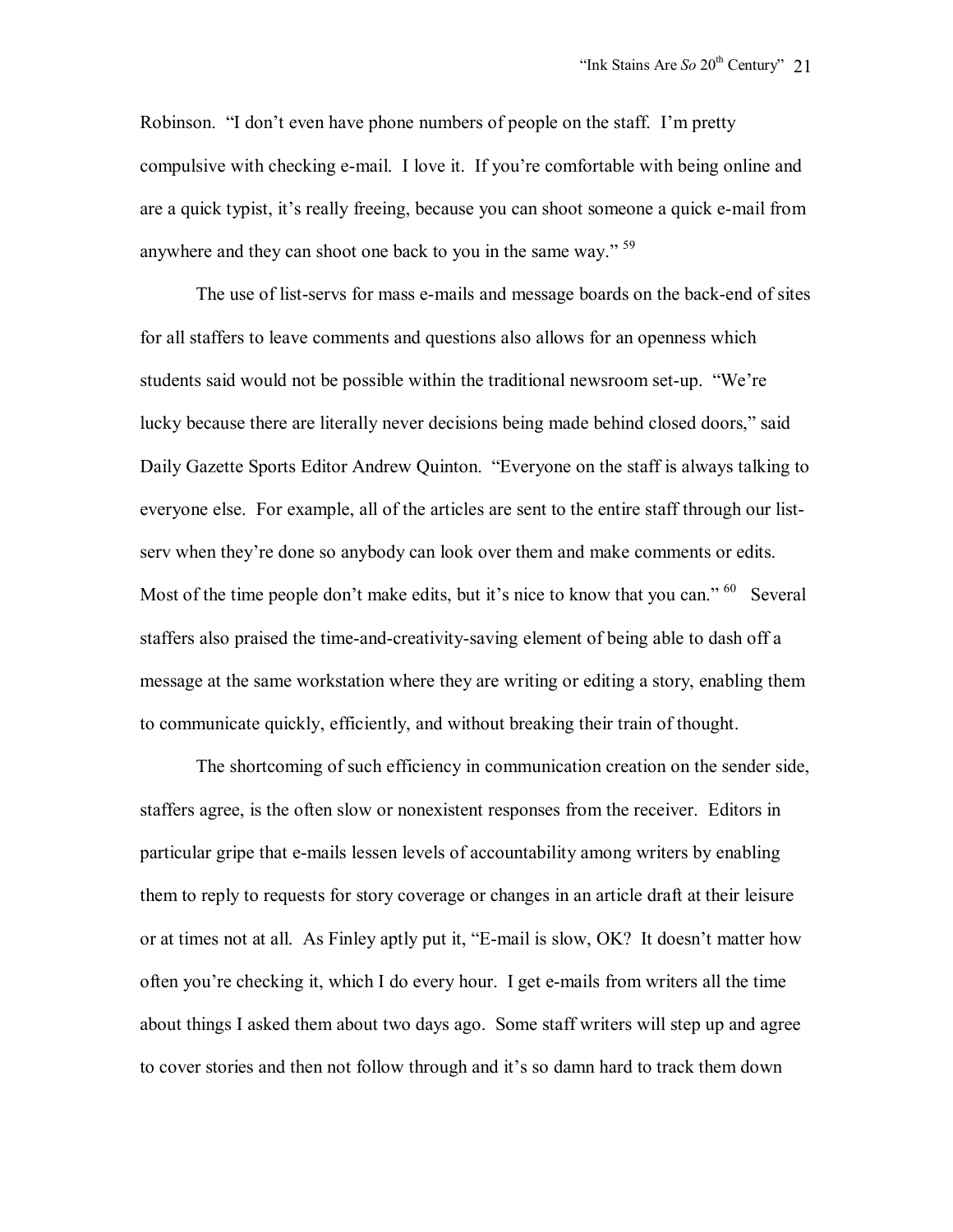Robinson. "I don't even have phone numbers of people on the staff. I'm pretty compulsive with checking e-mail. I love it. If you're comfortable with being online and are a quick typist, it's really freeing, because you can shoot someone a quick e-mail from anywhere and they can shoot one back to you in the same way." [59]

The use of list-servs for mass e-mails and message boards on the back-end of sites for all staffers to leave comments and questions also allows for an openness which students said would not be possible within the traditional newsroom set-up. "We're lucky because there are literally never decisions being made behind closed doors," said Daily Gazette Sports Editor Andrew Quinton. "Everyone on the staff is always talking to everyone else. For example, all of the articles are sent to the entire staff through our list-serv when they're done so anybody can look over them and make comments or edits. Most of the time people don't make edits, but it's nice to know that you can." [60] Several staffers also praised the time-and-creativity-saving element of being able to dash off a message at the same workstation where they are writing or editing a story, enabling them to communicate quickly, efficiently, and without breaking their train of thought.

The shortcoming of such efficiency in communication creation on the sender side, staffers agree, is the often slow or nonexistent responses from the receiver. Editors in particular gripe that e-mails lessen levels of accountability among writers by enabling them to reply to requests for story coverage or changes in an article draft at their leisure or at times not at all. As Finley aptly put it, "E-mail is slow, OK? It doesn't matter how often you're checking it, which I do every hour. I get e-mails from writers all the time about things I asked them about two days ago. Some staff writers will step up and agree to cover stories and then not follow through and it's so damn hard to track them down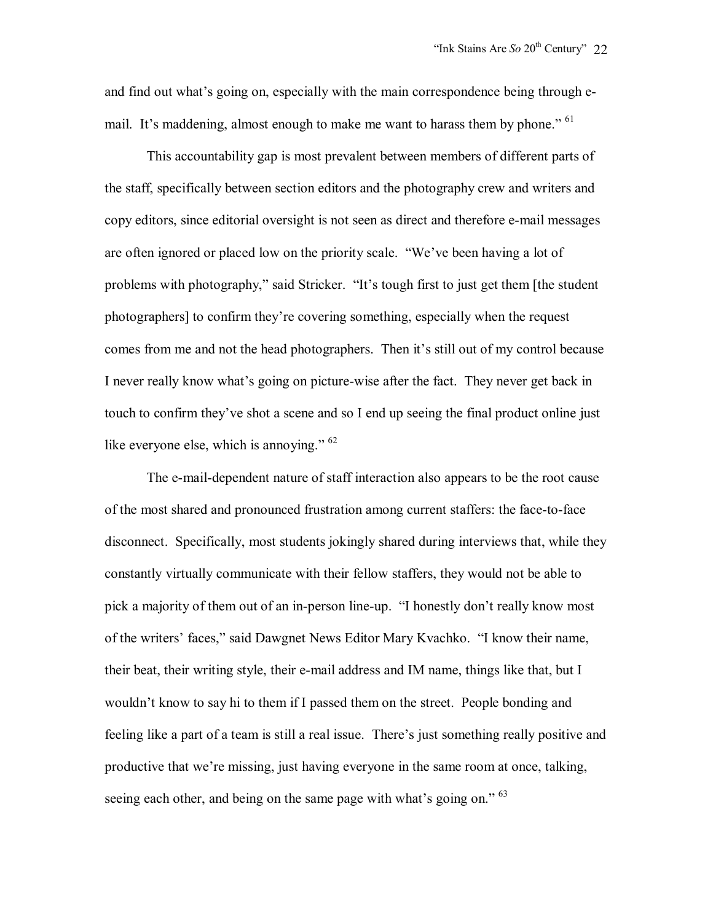and find out what's going on, especially with the main correspondence being through e-mail. It's maddening, almost enough to make me want to harass them by phone." [61]

This accountability gap is most prevalent between members of different parts of the staff, specifically between section editors and the photography crew and writers and copy editors, since editorial oversight is not seen as direct and therefore e-mail messages are often ignored or placed low on the priority scale. "We've been having a lot of problems with photography," said Stricker. "It's tough first to just get them [the student photographers] to confirm they're covering something, especially when the request comes from me and not the head photographers. Then it's still out of my control because I never really know what's going on picture-wise after the fact. They never get back in touch to confirm they've shot a scene and so I end up seeing the final product online just like everyone else, which is annoying." [62]

The e-mail-dependent nature of staff interaction also appears to be the root cause of the most shared and pronounced frustration among current staffers: the face-to-face disconnect. Specifically, most students jokingly shared during interviews that, while they constantly virtually communicate with their fellow staffers, they would not be able to pick a majority of them out of an in-person line-up. "I honestly don't really know most of the writers' faces," said Dawgnet News Editor Mary Kvachko. "I know their name, their beat, their writing style, their e-mail address and IM name, things like that, but I wouldn't know to say hi to them if I passed them on the street. People bonding and feeling like a part of a team is still a real issue. There's just something really positive and productive that we're missing, just having everyone in the same room at once, talking, seeing each other, and being on the same page with what's going on." [63]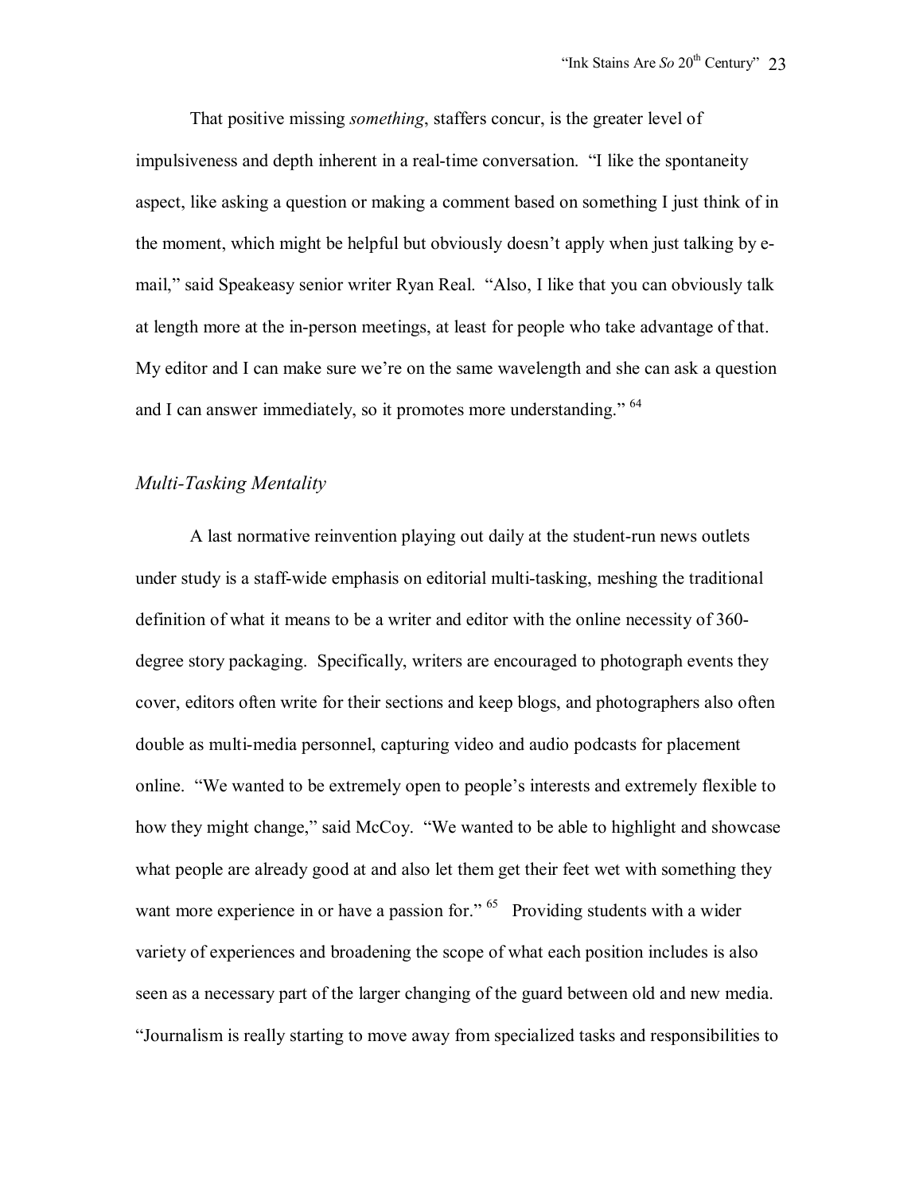That positive missing *something*, staffers concur, is the greater level of impulsiveness and depth inherent in a real-time conversation. "I like the spontaneity aspect, like asking a question or making a comment based on something I just think of in the moment, which might be helpful but obviously doesn't apply when just talking by e-mail," said Speakeasy senior writer Ryan Real. "Also, I like that you can obviously talk at length more at the in-person meetings, at least for people who take advantage of that. My editor and I can make sure we're on the same wavelength and she can ask a question and I can answer immediately, so it promotes more understanding." [64]

### *Multi-Tasking Mentality*

A last normative reinvention playing out daily at the student-run news outlets under study is a staff-wide emphasis on editorial multi-tasking, meshing the traditional definition of what it means to be a writer and editor with the online necessity of 360-degree story packaging. Specifically, writers are encouraged to photograph events they cover, editors often write for their sections and keep blogs, and photographers also often double as multi-media personnel, capturing video and audio podcasts for placement online. "We wanted to be extremely open to people's interests and extremely flexible to how they might change," said McCoy. "We wanted to be able to highlight and showcase what people are already good at and also let them get their feet wet with something they want more experience in or have a passion for." [65] Providing students with a wider variety of experiences and broadening the scope of what each position includes is also seen as a necessary part of the larger changing of the guard between old and new media. "Journalism is really starting to move away from specialized tasks and responsibilities to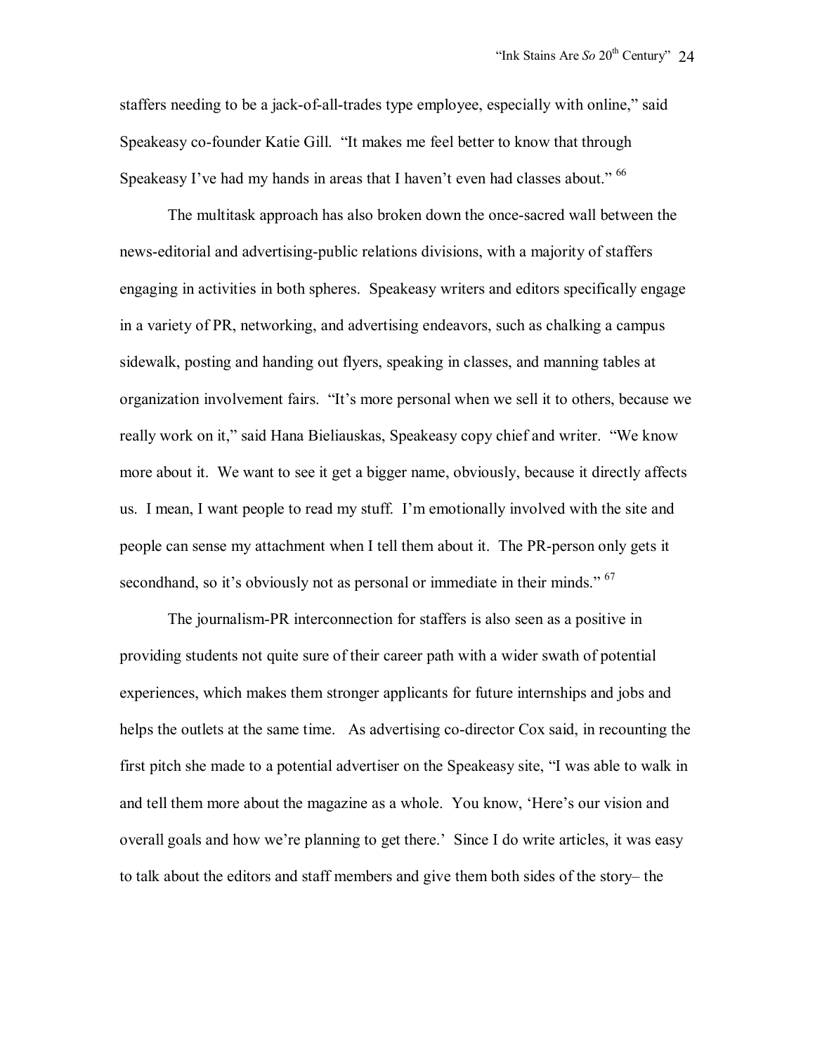staffers needing to be a jack-of-all-trades type employee, especially with online," said Speakeasy co-founder Katie Gill. "It makes me feel better to know that through Speakeasy I've had my hands in areas that I haven't even had classes about." [66]

The multitask approach has also broken down the once-sacred wall between the news-editorial and advertising-public relations divisions, with a majority of staffers engaging in activities in both spheres. Speakeasy writers and editors specifically engage in a variety of PR, networking, and advertising endeavors, such as chalking a campus sidewalk, posting and handing out flyers, speaking in classes, and manning tables at organization involvement fairs. "It's more personal when we sell it to others, because we really work on it," said Hana Bieliauskas, Speakeasy copy chief and writer. "We know more about it. We want to see it get a bigger name, obviously, because it directly affects us. I mean, I want people to read my stuff. I'm emotionally involved with the site and people can sense my attachment when I tell them about it. The PR-person only gets it secondhand, so it's obviously not as personal or immediate in their minds." [67]

The journalism-PR interconnection for staffers is also seen as a positive in providing students not quite sure of their career path with a wider swath of potential experiences, which makes them stronger applicants for future internships and jobs and helps the outlets at the same time. As advertising co-director Cox said, in recounting the first pitch she made to a potential advertiser on the Speakeasy site, "I was able to walk in and tell them more about the magazine as a whole. You know, 'Here's our vision and overall goals and how we're planning to get there.' Since I do write articles, it was easy to talk about the editors and staff members and give them both sides of the story– the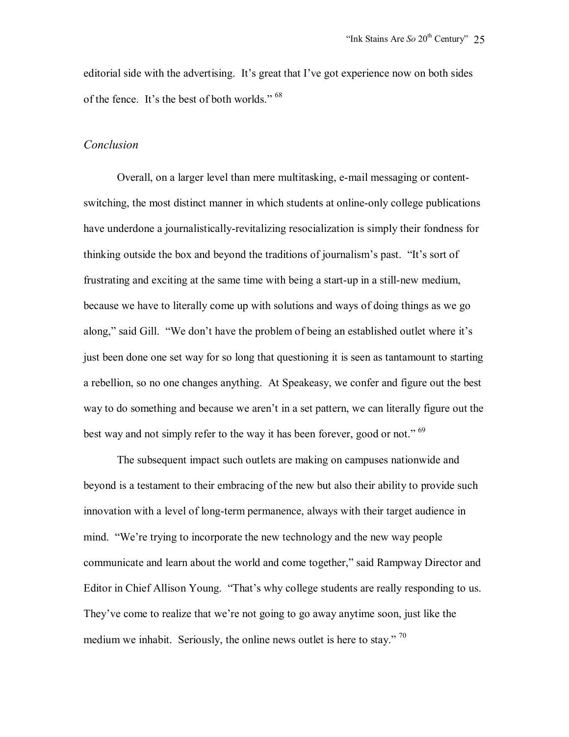editorial side with the advertising. It's great that I've got experience now on both sides of the fence. It's the best of both worlds." [68]

## *Conclusion*

Overall, on a larger level than mere multitasking, e-mail messaging or content-switching, the most distinct manner in which students at online-only college publications have underdone a journalistically-revitalizing resocialization is simply their fondness for thinking outside the box and beyond the traditions of journalism's past. "It's sort of frustrating and exciting at the same time with being a start-up in a still-new medium, because we have to literally come up with solutions and ways of doing things as we go along," said Gill. "We don't have the problem of being an established outlet where it's just been done one set way for so long that questioning it is seen as tantamount to starting a rebellion, so no one changes anything. At Speakeasy, we confer and figure out the best way to do something and because we aren't in a set pattern, we can literally figure out the best way and not simply refer to the way it has been forever, good or not." [69]

The subsequent impact such outlets are making on campuses nationwide and beyond is a testament to their embracing of the new but also their ability to provide such innovation with a level of long-term permanence, always with their target audience in mind. "We're trying to incorporate the new technology and the new way people communicate and learn about the world and come together," said Rampway Director and Editor in Chief Allison Young. "That's why college students are really responding to us. They've come to realize that we're not going to go away anytime soon, just like the medium we inhabit. Seriously, the online news outlet is here to stay." [70]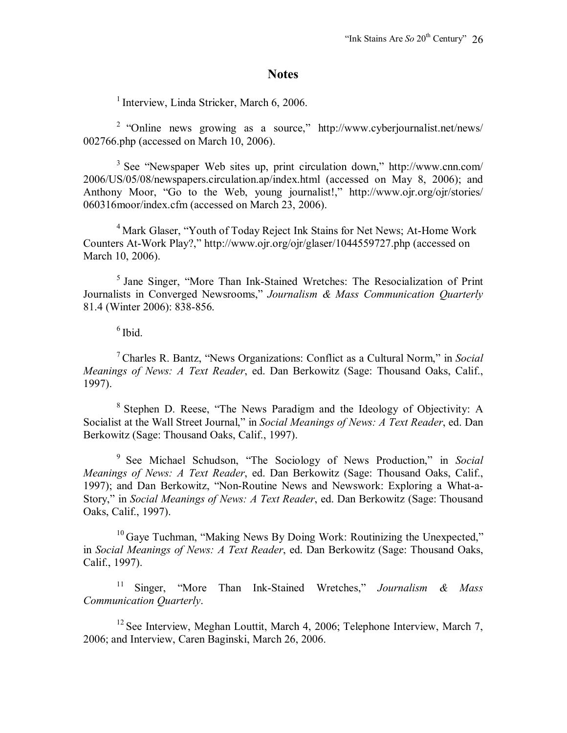## Notes

[1] Interview, Linda Stricker, March 6, 2006.

[2] "Online news growing as a source," http://www.cyberjournalist.net/news/002766.php (accessed on March 10, 2006).

[3] See "Newspaper Web sites up, print circulation down," http://www.cnn.com/2006/US/05/08/newspapers.circulation.ap/index.html (accessed on May 8, 2006); and Anthony Moor, "Go to the Web, young journalist!," http://www.ojr.org/ojr/stories/060316moor/index.cfm (accessed on March 23, 2006).

[4] Mark Glaser, "Youth of Today Reject Ink Stains for Net News; At-Home Work Counters At-Work Play?," http://www.ojr.org/ojr/glaser/1044559727.php (accessed on March 10, 2006).

[5] Jane Singer, "More Than Ink-Stained Wretches: The Resocialization of Print Journalists in Converged Newsrooms," *Journalism & Mass Communication Quarterly* 81.4 (Winter 2006): 838-856.

[6] Ibid.

[7] Charles R. Bantz, "News Organizations: Conflict as a Cultural Norm," in *Social Meanings of News: A Text Reader*, ed. Dan Berkowitz (Sage: Thousand Oaks, Calif., 1997).

[8] Stephen D. Reese, "The News Paradigm and the Ideology of Objectivity: A Socialist at the Wall Street Journal," in *Social Meanings of News: A Text Reader*, ed. Dan Berkowitz (Sage: Thousand Oaks, Calif., 1997).

[9] See Michael Schudson, "The Sociology of News Production," in *Social Meanings of News: A Text Reader*, ed. Dan Berkowitz (Sage: Thousand Oaks, Calif., 1997); and Dan Berkowitz, "Non-Routine News and Newswork: Exploring a What-a-Story," in *Social Meanings of News: A Text Reader*, ed. Dan Berkowitz (Sage: Thousand Oaks, Calif., 1997).

[10] Gaye Tuchman, "Making News By Doing Work: Routinizing the Unexpected," in *Social Meanings of News: A Text Reader*, ed. Dan Berkowitz (Sage: Thousand Oaks, Calif., 1997).

[11] Singer, "More Than Ink-Stained Wretches," *Journalism & Mass Communication Quarterly*.

[12] See Interview, Meghan Louttit, March 4, 2006; Telephone Interview, March 7, 2006; and Interview, Caren Baginski, March 26, 2006.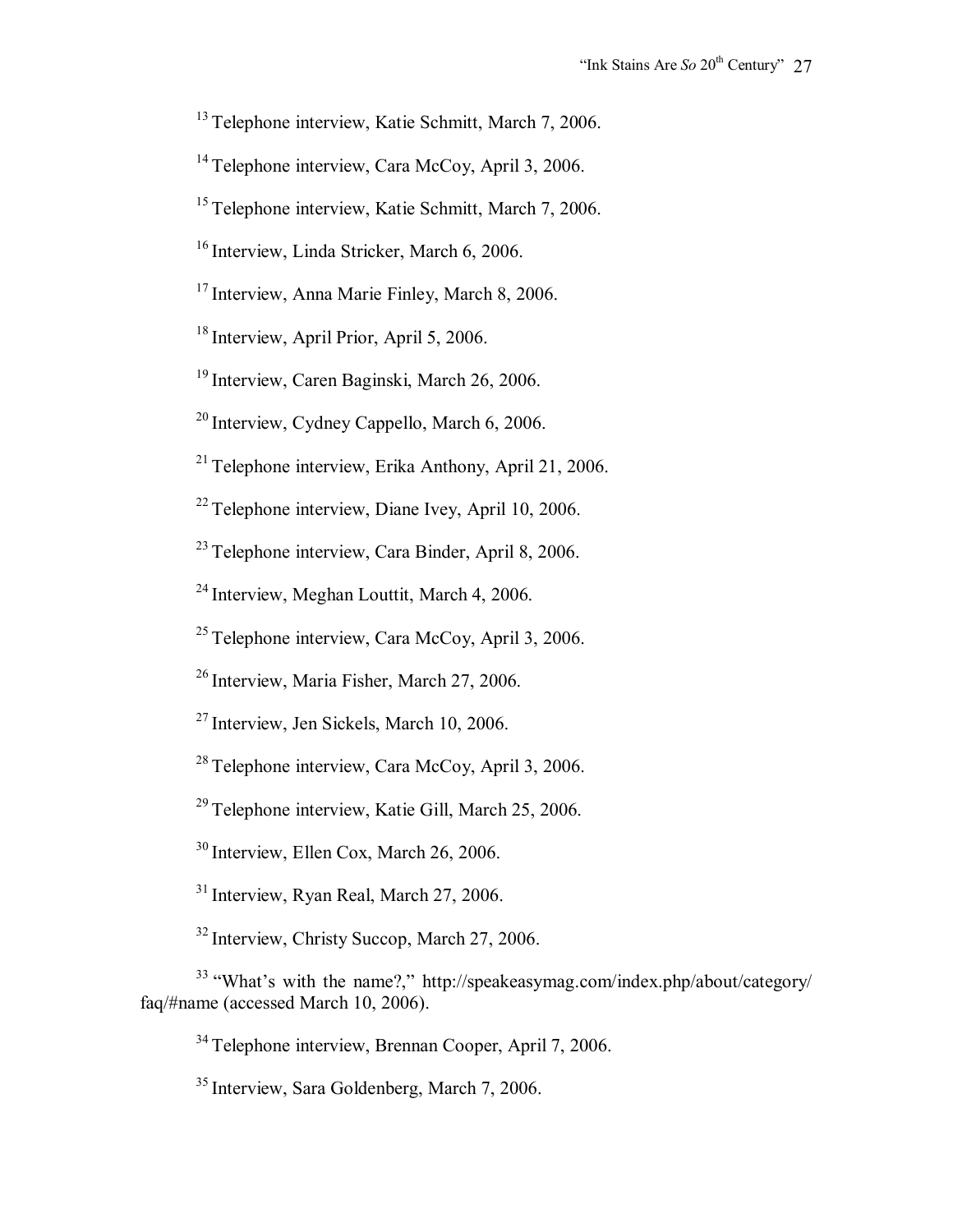[13] Telephone interview, Katie Schmitt, March 7, 2006.

[14] Telephone interview, Cara McCoy, April 3, 2006.

[15] Telephone interview, Katie Schmitt, March 7, 2006.

[16] Interview, Linda Stricker, March 6, 2006.

[17] Interview, Anna Marie Finley, March 8, 2006.

[18] Interview, April Prior, April 5, 2006.

[19] Interview, Caren Baginski, March 26, 2006.

[20] Interview, Cydney Cappello, March 6, 2006.

[21] Telephone interview, Erika Anthony, April 21, 2006.

[22] Telephone interview, Diane Ivey, April 10, 2006.

[23] Telephone interview, Cara Binder, April 8, 2006.

[24] Interview, Meghan Louttit, March 4, 2006.

[25] Telephone interview, Cara McCoy, April 3, 2006.

[26] Interview, Maria Fisher, March 27, 2006.

[27] Interview, Jen Sickels, March 10, 2006.

[28] Telephone interview, Cara McCoy, April 3, 2006.

[29] Telephone interview, Katie Gill, March 25, 2006.

[30] Interview, Ellen Cox, March 26, 2006.

[31] Interview, Ryan Real, March 27, 2006.

[32] Interview, Christy Succop, March 27, 2006.

[33] "What's with the name?," http://speakeasymag.com/index.php/about/category/faq/#name (accessed March 10, 2006).

[34] Telephone interview, Brennan Cooper, April 7, 2006.

[35] Interview, Sara Goldenberg, March 7, 2006.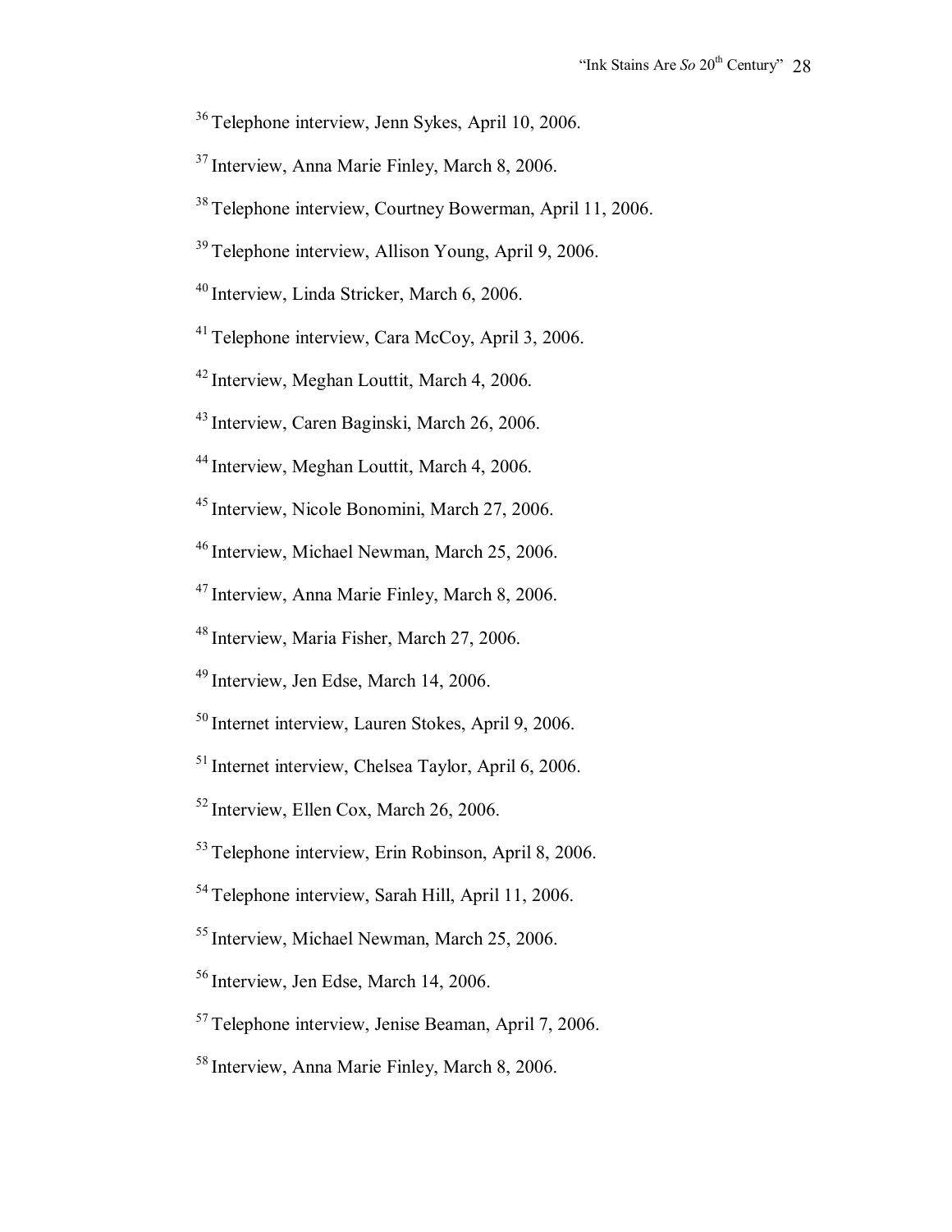[36] Telephone interview, Jenn Sykes, April 10, 2006.

[37] Interview, Anna Marie Finley, March 8, 2006.

[38] Telephone interview, Courtney Bowerman, April 11, 2006.

[39] Telephone interview, Allison Young, April 9, 2006.

[40] Interview, Linda Stricker, March 6, 2006.

[41] Telephone interview, Cara McCoy, April 3, 2006.

[42] Interview, Meghan Louttit, March 4, 2006.

[43] Interview, Caren Baginski, March 26, 2006.

[44] Interview, Meghan Louttit, March 4, 2006.

[45] Interview, Nicole Bonomini, March 27, 2006.

[46] Interview, Michael Newman, March 25, 2006.

[47] Interview, Anna Marie Finley, March 8, 2006.

[48] Interview, Maria Fisher, March 27, 2006.

[49] Interview, Jen Edse, March 14, 2006.

[50] Internet interview, Lauren Stokes, April 9, 2006.

[51] Internet interview, Chelsea Taylor, April 6, 2006.

[52] Interview, Ellen Cox, March 26, 2006.

[53] Telephone interview, Erin Robinson, April 8, 2006.

[54] Telephone interview, Sarah Hill, April 11, 2006.

[55] Interview, Michael Newman, March 25, 2006.

[56] Interview, Jen Edse, March 14, 2006.

[57] Telephone interview, Jenise Beaman, April 7, 2006.

[58] Interview, Anna Marie Finley, March 8, 2006.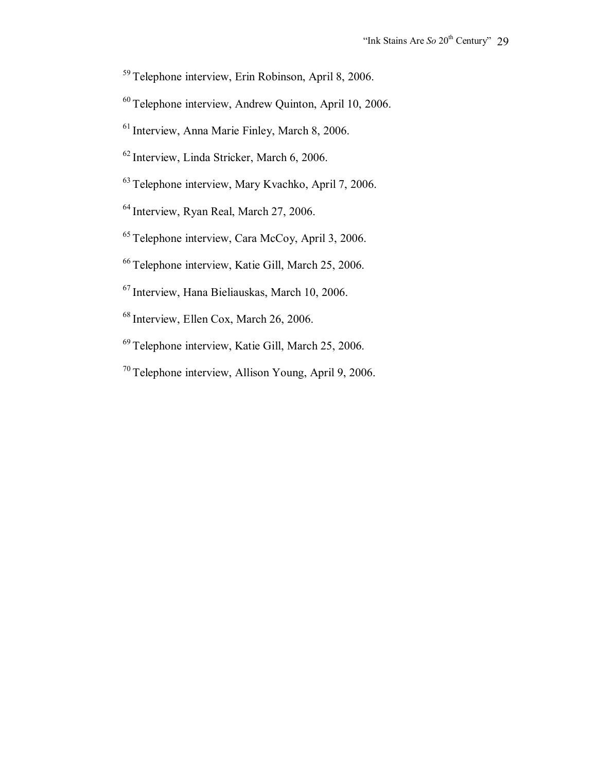[59] Telephone interview, Erin Robinson, April 8, 2006.

[60] Telephone interview, Andrew Quinton, April 10, 2006.

[61] Interview, Anna Marie Finley, March 8, 2006.

[62] Interview, Linda Stricker, March 6, 2006.

[63] Telephone interview, Mary Kvachko, April 7, 2006.

[64] Interview, Ryan Real, March 27, 2006.

[65] Telephone interview, Cara McCoy, April 3, 2006.

[66] Telephone interview, Katie Gill, March 25, 2006.

[67] Interview, Hana Bieliauskas, March 10, 2006.

[68] Interview, Ellen Cox, March 26, 2006.

[69] Telephone interview, Katie Gill, March 25, 2006.

[70] Telephone interview, Allison Young, April 9, 2006.